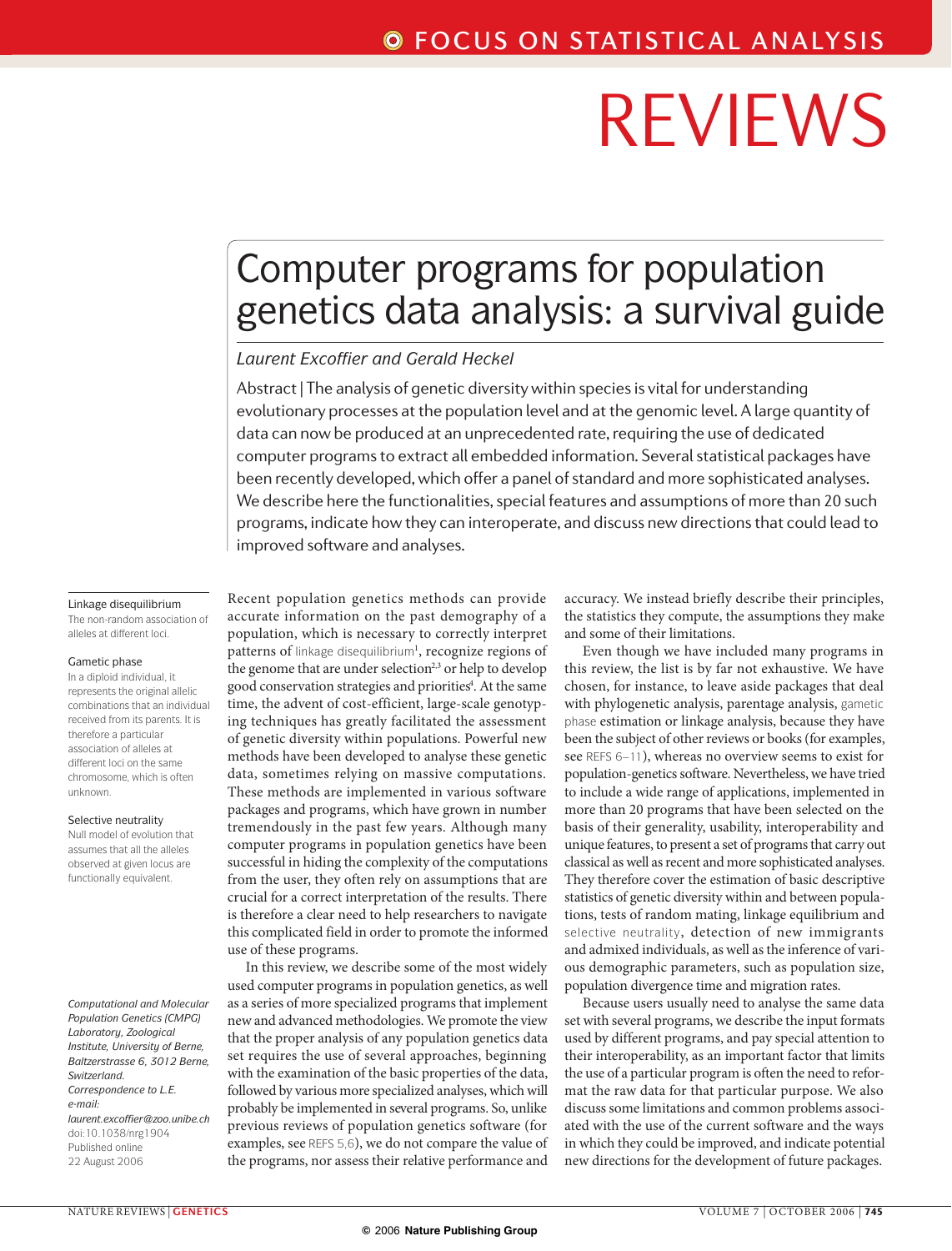# Computer programs for population genetics data analysis: a survival guide

*Laurent Excoffier and Gerald Heckel*

Abstract | The analysis of genetic diversity within species is vital for understanding evolutionary processes at the population level and at the genomic level. A large quantity of data can now be produced at an unprecedented rate, requiring the use of dedicated computer programs to extract all embedded information. Several statistical packages have been recently developed, which offer a panel of standard and more sophisticated analyses. We describe here the functionalities, special features and assumptions of more than 20 such programs, indicate how they can interoperate, and discuss new directions that could lead to improved software and analyses.

Linkage disequilibrium
The non-random association of alleles at different loci.

Gametic phase
In a diploid individual, it represents the original allelic combinations that an individual received from its parents. It is therefore a particular association of alleles at different loci on the same chromosome, which is often unknown.

Selective neutrality
Null model of evolution that assumes that all the alleles observed at given locus are functionally equivalent.

*Computational and Molecular Population Genetics (CMPG) Laboratory, Zoological Institute, University of Berne, Baltzerstrasse 6, 3012 Berne, Switzerland.*
*Correspondence to L.E.*
*e-mail:*
*laurent.excoffier@zoo.unibe.ch*
doi:10.1038/nrg1904
Published online
22 August 2006

Recent population genetics methods can provide accurate information on the past demography of a population, which is necessary to correctly interpret patterns of linkage disequilibrium[1], recognize regions of the genome that are under selection[2,3] or help to develop good conservation strategies and priorities[4]. At the same time, the advent of cost-efficient, large-scale genotyping techniques has greatly facilitated the assessment of genetic diversity within populations. Powerful new methods have been developed to analyse these genetic data, sometimes relying on massive computations. These methods are implemented in various software packages and programs, which have grown in number tremendously in the past few years. Although many computer programs in population genetics have been successful in hiding the complexity of the computations from the user, they often rely on assumptions that are crucial for a correct interpretation of the results. There is therefore a clear need to help researchers to navigate this complicated field in order to promote the informed use of these programs.

In this review, we describe some of the most widely used computer programs in population genetics, as well as a series of more specialized programs that implement new and advanced methodologies. We promote the view that the proper analysis of any population genetics data set requires the use of several approaches, beginning with the examination of the basic properties of the data, followed by various more specialized analyses, which will probably be implemented in several programs. So, unlike previous reviews of population genetics software (for examples, see REFS 5,6), we do not compare the value of the programs, nor assess their relative performance and accuracy. We instead briefly describe their principles, the statistics they compute, the assumptions they make and some of their limitations.

Even though we have included many programs in this review, the list is by far not exhaustive. We have chosen, for instance, to leave aside packages that deal with phylogenetic analysis, parentage analysis, gametic phase estimation or linkage analysis, because they have been the subject of other reviews or books (for examples, see REFS 6–11), whereas no overview seems to exist for population-genetics software. Nevertheless, we have tried to include a wide range of applications, implemented in more than 20 programs that have been selected on the basis of their generality, usability, interoperability and unique features, to present a set of programs that carry out classical as well as recent and more sophisticated analyses. They therefore cover the estimation of basic descriptive statistics of genetic diversity within and between populations, tests of random mating, linkage equilibrium and selective neutrality, detection of new immigrants and admixed individuals, as well as the inference of various demographic parameters, such as population size, population divergence time and migration rates.

Because users usually need to analyse the same data set with several programs, we describe the input formats used by different programs, and pay special attention to their interoperability, as an important factor that limits the use of a particular program is often the need to reformat the raw data for that particular purpose. We also discuss some limitations and common problems associated with the use of the current software and the ways in which they could be improved, and indicate potential new directions for the development of future packages.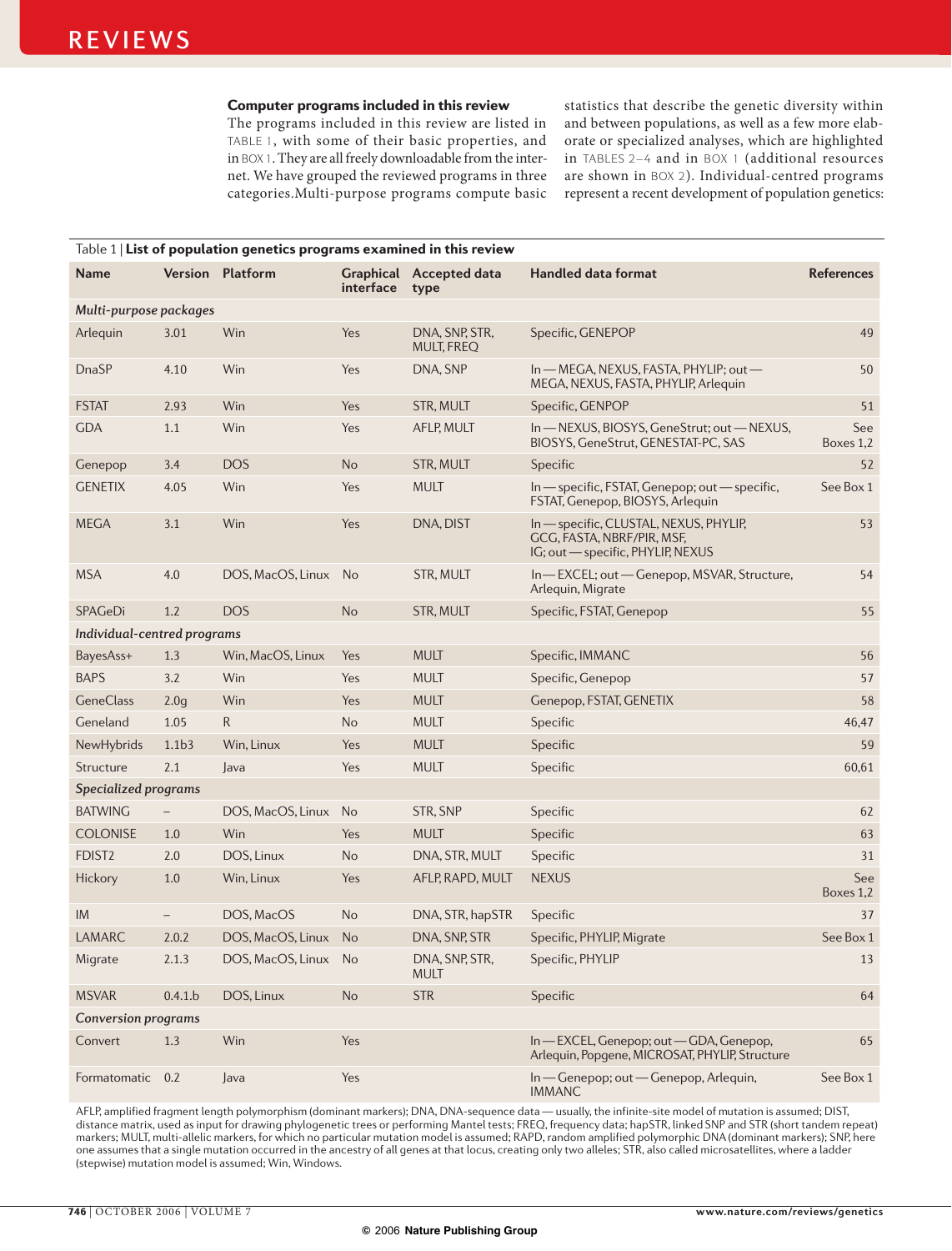### Computer programs included in this review

The programs included in this review are listed in TABLE 1, with some of their basic properties, and in BOX 1. They are all freely downloadable from the internet. We have grouped the reviewed programs in three categories. Multi-purpose programs compute basic statistics that describe the genetic diversity within and between populations, as well as a few more elaborate or specialized analyses, which are highlighted in TABLES 2–4 and in BOX 1 (additional resources are shown in BOX 2). Individual-centred programs represent a recent development of population genetics:

Table 1 | **List of population genetics programs examined in this review**

| Name | Version | Platform | Graphical interface | Accepted data type | Handled data format | References |
|---|---|---|---|---|---|---|
| *Multi-purpose packages* | | | | | | |
| Arlequin | 3.01 | Win | Yes | DNA, SNP, STR, MULT, FREQ | Specific, GENEPOP | 49 |
| DnaSP | 4.10 | Win | Yes | DNA, SNP | In — MEGA, NEXUS, FASTA, PHYLIP; out — MEGA, NEXUS, FASTA, PHYLIP, Arlequin | 50 |
| FSTAT | 2.93 | Win | Yes | STR, MULT | Specific, GENPOP | 51 |
| GDA | 1.1 | Win | Yes | AFLP, MULT | In — NEXUS, BIOSYS, GeneStrut; out — NEXUS, BIOSYS, GeneStrut, GENESTAT-PC, SAS | See Boxes 1,2 |
| Genepop | 3.4 | DOS | No | STR, MULT | Specific | 52 |
| GENETIX | 4.05 | Win | Yes | MULT | In — specific, FSTAT, Genepop; out — specific, FSTAT, Genepop, BIOSYS, Arlequin | See Box 1 |
| MEGA | 3.1 | Win | Yes | DNA, DIST | In — specific, CLUSTAL, NEXUS, PHYLIP, GCG, FASTA, NBRF/PIR, MSF, IG; out — specific, PHYLIP, NEXUS | 53 |
| MSA | 4.0 | DOS, MacOS, Linux | No | STR, MULT | In — EXCEL; out — Genepop, MSVAR, Structure, Arlequin, Migrate | 54 |
| SPAGeDi | 1.2 | DOS | No | STR, MULT | Specific, FSTAT, Genepop | 55 |
| *Individual-centred programs* | | | | | | |
| BayesAss+ | 1.3 | Win, MacOS, Linux | Yes | MULT | Specific, IMMANC | 56 |
| BAPS | 3.2 | Win | Yes | MULT | Specific, Genepop | 57 |
| GeneClass | 2.0g | Win | Yes | MULT | Genepop, FSTAT, GENETIX | 58 |
| Geneland | 1.05 | R | No | MULT | Specific | 46,47 |
| NewHybrids | 1.1b3 | Win, Linux | Yes | MULT | Specific | 59 |
| Structure | 2.1 | Java | Yes | MULT | Specific | 60,61 |
| *Specialized programs* | | | | | | |
| BATWING | – | DOS, MacOS, Linux | No | STR, SNP | Specific | 62 |
| COLONISE | 1.0 | Win | Yes | MULT | Specific | 63 |
| FDIST2 | 2.0 | DOS, Linux | No | DNA, STR, MULT | Specific | 31 |
| Hickory | 1.0 | Win, Linux | Yes | AFLP, RAPD, MULT | NEXUS | See Boxes 1,2 |
| IM | – | DOS, MacOS | No | DNA, STR, hapSTR | Specific | 37 |
| LAMARC | 2.0.2 | DOS, MacOS, Linux | No | DNA, SNP, STR | Specific, PHYLIP, Migrate | See Box 1 |
| Migrate | 2.1.3 | DOS, MacOS, Linux | No | DNA, SNP, STR, MULT | Specific, PHYLIP | 13 |
| MSVAR | 0.4.1.b | DOS, Linux | No | STR | Specific | 64 |
| *Conversion programs* | | | | | | |
| Convert | 1.3 | Win | Yes | | In — EXCEL, Genepop; out — GDA, Genepop, Arlequin, Popgene, MICROSAT, PHYLIP, Structure | 65 |
| Formatomatic | 0.2 | Java | Yes | | In — Genepop; out — Genepop, Arlequin, IMMANC | See Box 1 |

AFLP, amplified fragment length polymorphism (dominant markers); DNA, DNA-sequence data — usually, the infinite-site model of mutation is assumed; DIST, distance matrix, used as input for drawing phylogenetic trees or performing Mantel tests; FREQ, frequency data; hapSTR, linked SNP and STR (short tandem repeat) markers; MULT, multi-allelic markers, for which no particular mutation model is assumed; RAPD, random amplified polymorphic DNA (dominant markers); SNP, here one assumes that a single mutation occurred in the ancestry of all genes at that locus, creating only two alleles; STR, also called microsatellites, where a ladder (stepwise) mutation model is assumed; Win, Windows.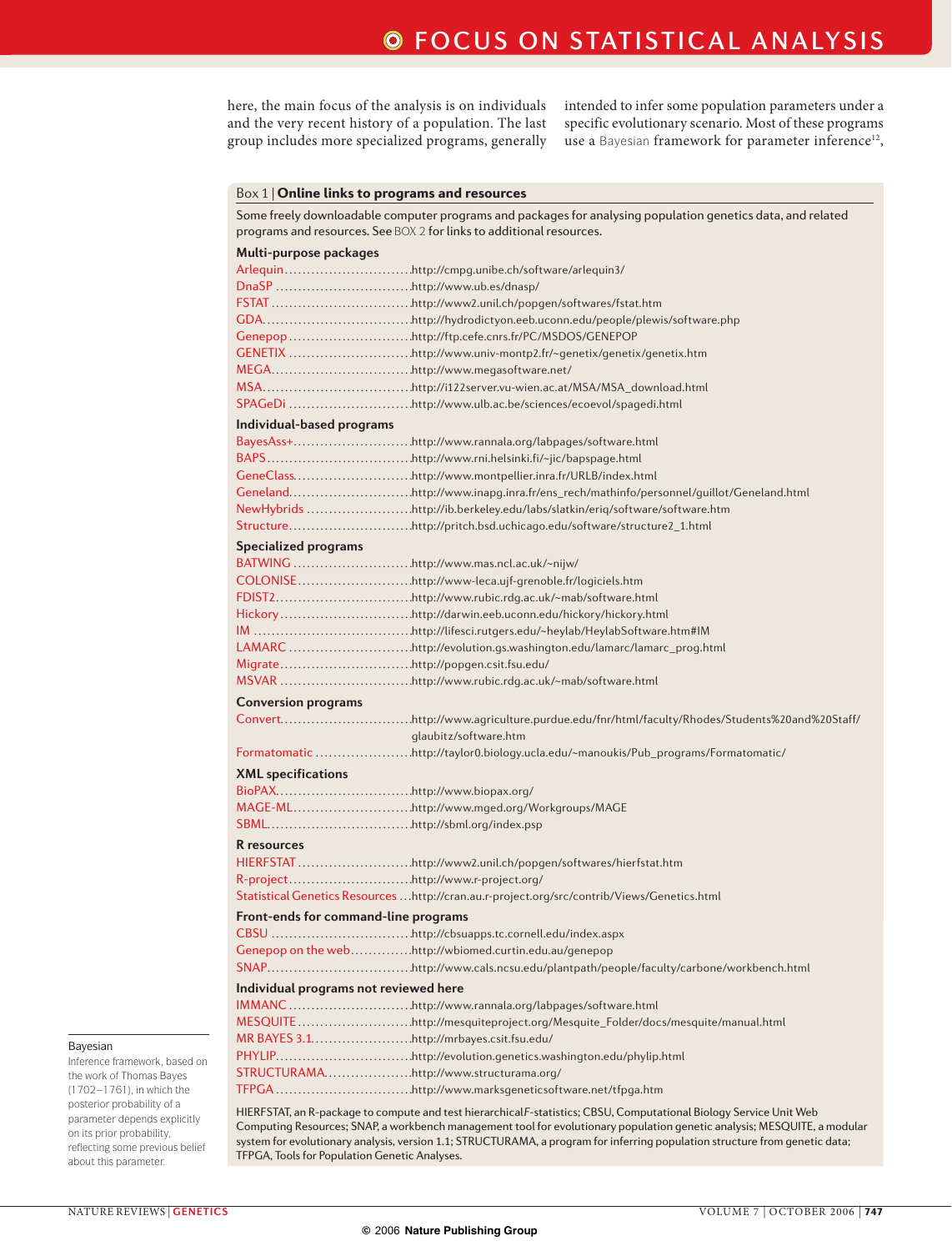here, the main focus of the analysis is on individuals and the very recent history of a population. The last group includes more specialized programs, generally intended to infer some population parameters under a specific evolutionary scenario. Most of these programs use a Bayesian framework for parameter inference[12],

**Bayesian**
Inference framework, based on the work of Thomas Bayes (1702–1761), in which the posterior probability of a parameter depends explicitly on its prior probability, reflecting some previous belief about this parameter.

### Box 1 | Online links to programs and resources

Some freely downloadable computer programs and packages for analysing population genetics data, and related programs and resources. See BOX 2 for links to additional resources.

**Multi-purpose packages**

- Arlequin ............ http://cmpg.unibe.ch/software/arlequin3/
- DnaSP ............ http://www.ub.es/dnasp/
- FSTAT ............ http://www2.unil.ch/popgen/softwares/fstat.htm
- GDA ............ http://hydrodictyon.eeb.uconn.edu/people/plewis/software.php
- Genepop ............ http://ftp.cefe.cnrs.fr/PC/MSDOS/GENEPOP
- GENETIX ............ http://www.univ-montp2.fr/~genetix/genetix.htm
- MEGA ............ http://www.megasoftware.net/
- MSA ............ http://i122server.vu-wien.ac.at/MSA/MSA_download.html
- SPAGeDi ............ http://www.ulb.ac.be/sciences/ecoevol/spagedi.html

**Individual-based programs**

- BayesAss+ ............ http://www.rannala.org/labpages/software.html
- BAPS ............ http://www.rni.helsinki.fi/~jic/bapspage.html
- GeneClass ............ http://www.montpellier.inra.fr/URLB/index.html
- Geneland ............ http://www.inapg.inra.fr/ens_rech/mathinfo/personnel/guillot/Geneland.html
- NewHybrids ............ http://ib.berkeley.edu/labs/slatkin/eriq/software/software.htm
- Structure ............ http://pritch.bsd.uchicago.edu/software/structure2_1.html

**Specialized programs**

- BATWING ............ http://www.mas.ncl.ac.uk/~nijw/
- COLONISE ............ http://www-leca.ujf-grenoble.fr/logiciels.htm
- FDIST2 ............ http://www.rubic.rdg.ac.uk/~mab/software.html
- Hickory ............ http://darwin.eeb.uconn.edu/hickory/hickory.html
- IM ............ http://lifesci.rutgers.edu/~heylab/HeylabSoftware.htm#IM
- LAMARC ............ http://evolution.gs.washington.edu/lamarc/lamarc_prog.html
- Migrate ............ http://popgen.csit.fsu.edu/
- MSVAR ............ http://www.rubic.rdg.ac.uk/~mab/software.html

**Conversion programs**

- Convert ............ http://www.agriculture.purdue.edu/fnr/html/faculty/Rhodes/Students%20and%20Staff/glaubitz/software.htm
- Formatomatic ............ http://taylor0.biology.ucla.edu/~manoukis/Pub_programs/Formatomatic/

**XML specifications**

- BioPAX ............ http://www.biopax.org/
- MAGE-ML ............ http://www.mged.org/Workgroups/MAGE
- SBML ............ http://sbml.org/index.psp

**R resources**

- HIERFSTAT ............ http://www2.unil.ch/popgen/softwares/hierfstat.htm
- R-project ............ http://www.r-project.org/
- Statistical Genetics Resources ... http://cran.au.r-project.org/src/contrib/Views/Genetics.html

**Front-ends for command-line programs**

- CBSU ............ http://cbsuapps.tc.cornell.edu/index.aspx
- Genepop on the web ............ http://wbiomed.curtin.edu.au/genepop
- SNAP ............ http://www.cals.ncsu.edu/plantpath/people/faculty/carbone/workbench.html

**Individual programs not reviewed here**

- IMMANC ............ http://www.rannala.org/labpages/software.html
- MESQUITE ............ http://mesquiteproject.org/Mesquite_Folder/docs/mesquite/manual.html
- MR BAYES 3.1 ............ http://mrbayes.csit.fsu.edu/
- PHYLIP ............ http://evolution.genetics.washington.edu/phylip.html
- STRUCTURAMA ............ http://www.structurama.org/
- TFPGA ............ http://www.marksgeneticsoftware.net/tfpga.htm

HIERFSTAT, an R-package to compute and test hierarchical *F*-statistics; CBSU, Computational Biology Service Unit Web Computing Resources; SNAP, a workbench management tool for evolutionary population genetic analysis; MESQUITE, a modular system for evolutionary analysis, version 1.1; STRUCTURAMA, a program for inferring population structure from genetic data; TFPGA, Tools for Population Genetic Analyses.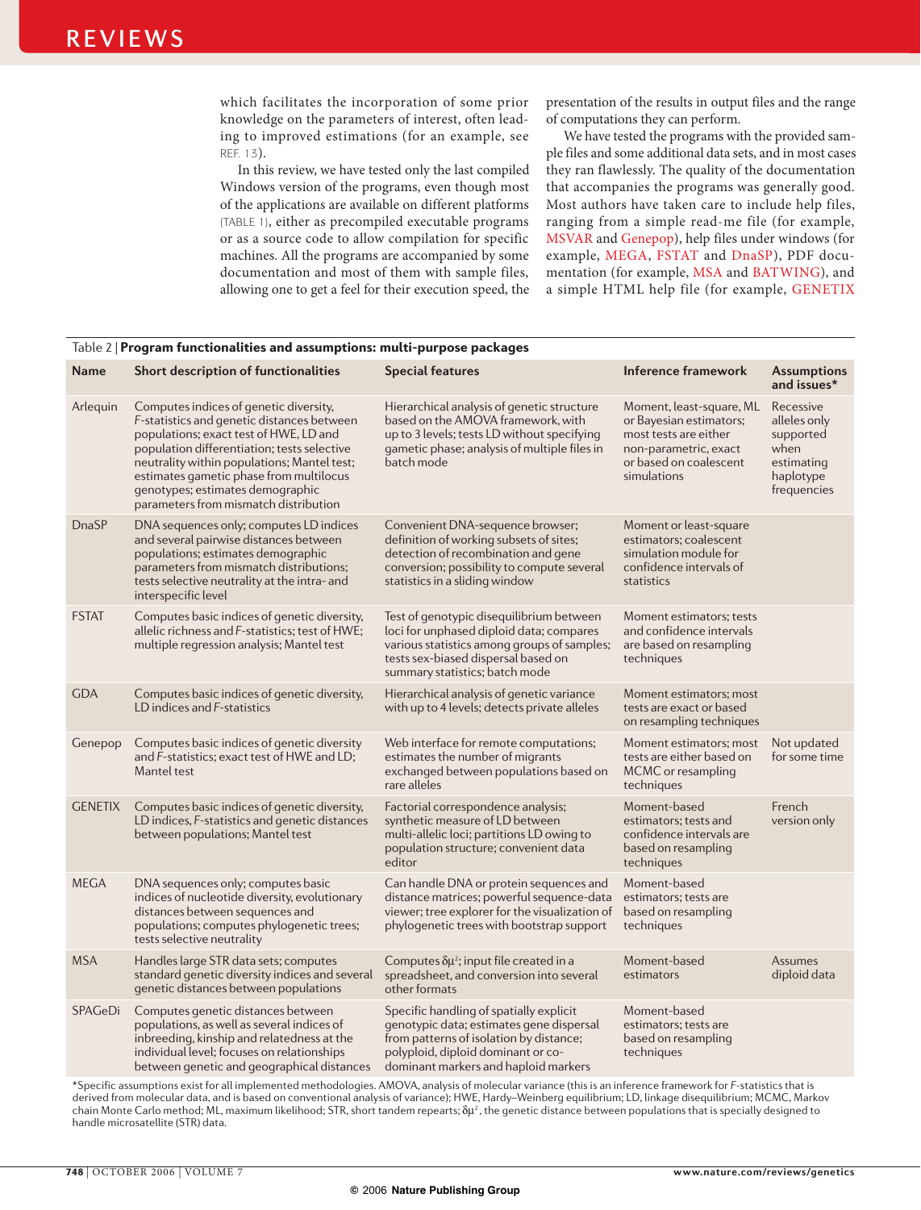which facilitates the incorporation of some prior knowledge on the parameters of interest, often leading to improved estimations (for an example, see REF. 13).

In this review, we have tested only the last compiled Windows version of the programs, even though most of the applications are available on different platforms (TABLE 1), either as precompiled executable programs or as a source code to allow compilation for specific machines. All the programs are accompanied by some documentation and most of them with sample files, allowing one to get a feel for their execution speed, the presentation of the results in output files and the range of computations they can perform.

We have tested the programs with the provided sample files and some additional data sets, and in most cases they ran flawlessly. The quality of the documentation that accompanies the programs was generally good. Most authors have taken care to include help files, ranging from a simple read-me file (for example, MSVAR and Genepop), help files under windows (for example, MEGA, FSTAT and DnaSP), PDF documentation (for example, MSA and BATWING), and a simple HTML help file (for example, GENETIX

Table 2 | **Program functionalities and assumptions: multi-purpose packages**

| Name | Short description of functionalities | Special features | Inference framework | Assumptions and issues* |
|---|---|---|---|---|
| Arlequin | Computes indices of genetic diversity, *F*-statistics and genetic distances between populations; exact test of HWE, LD and population differentiation; tests selective neutrality within populations; Mantel test; estimates gametic phase from multilocus genotypes; estimates demographic parameters from mismatch distribution | Hierarchical analysis of genetic structure based on the AMOVA framework, with up to 3 levels; tests LD without specifying gametic phase; analysis of multiple files in batch mode | Moment, least-square, ML or Bayesian estimators; most tests are either non-parametric, exact or based on coalescent simulations | Recessive alleles only supported when estimating haplotype frequencies |
| DnaSP | DNA sequences only; computes LD indices and several pairwise distances between populations; estimates demographic parameters from mismatch distributions; tests selective neutrality at the intra- and interspecific level | Convenient DNA-sequence browser; definition of working subsets of sites; detection of recombination and gene conversion; possibility to compute several statistics in a sliding window | Moment or least-square estimators; coalescent simulation module for confidence intervals of statistics | |
| FSTAT | Computes basic indices of genetic diversity, allelic richness and *F*-statistics; test of HWE; multiple regression analysis; Mantel test | Test of genotypic disequilibrium between loci for unphased diploid data; compares various statistics among groups of samples; tests sex-biased dispersal based on summary statistics; batch mode | Moment estimators; tests and confidence intervals are based on resampling techniques | |
| GDA | Computes basic indices of genetic diversity, LD indices and *F*-statistics | Hierarchical analysis of genetic variance with up to 4 levels; detects private alleles | Moment estimators; most tests are exact or based on resampling techniques | |
| Genepop | Computes basic indices of genetic diversity and *F*-statistics; exact test of HWE and LD; Mantel test | Web interface for remote computations; estimates the number of migrants exchanged between populations based on rare alleles | Moment estimators; most tests are either based on MCMC or resampling techniques | Not updated for some time |
| GENETIX | Computes basic indices of genetic diversity, LD indices, *F*-statistics and genetic distances between populations; Mantel test | Factorial correspondence analysis; synthetic measure of LD between multi-allelic loci; partitions LD owing to population structure; convenient data editor | Moment-based estimators; tests and confidence intervals are based on resampling techniques | French version only |
| MEGA | DNA sequences only; computes basic indices of nucleotide diversity, evolutionary distances between sequences and populations; computes phylogenetic trees; tests selective neutrality | Can handle DNA or protein sequences and distance matrices; powerful sequence-data viewer; tree explorer for the visualization of phylogenetic trees with bootstrap support | Moment-based estimators; tests are based on resampling techniques | |
| MSA | Handles large STR data sets; computes standard genetic diversity indices and several genetic distances between populations | Computes $\delta\mu^2$; input file created in a spreadsheet, and conversion into several other formats | Moment-based estimators | Assumes diploid data |
| SPAGeDi | Computes genetic distances between populations, as well as several indices of inbreeding, kinship and relatedness at the individual level; focuses on relationships between genetic and geographical distances | Specific handling of spatially explicit genotypic data; estimates gene dispersal from patterns of isolation by distance; polyploid, diploid dominant or co-dominant markers and haploid markers | Moment-based estimators; tests are based on resampling techniques | |

*Specific assumptions exist for all implemented methodologies. AMOVA, analysis of molecular variance (this is an inference framework for *F*-statistics that is derived from molecular data, and is based on conventional analysis of variance); HWE, Hardy–Weinberg equilibrium; LD, linkage disequilibrium; MCMC, Markov chain Monte Carlo method; ML, maximum likelihood; STR, short tandem repearts; $\delta\mu^2$, the genetic distance between populations that is specially designed to handle microsatellite (STR) data.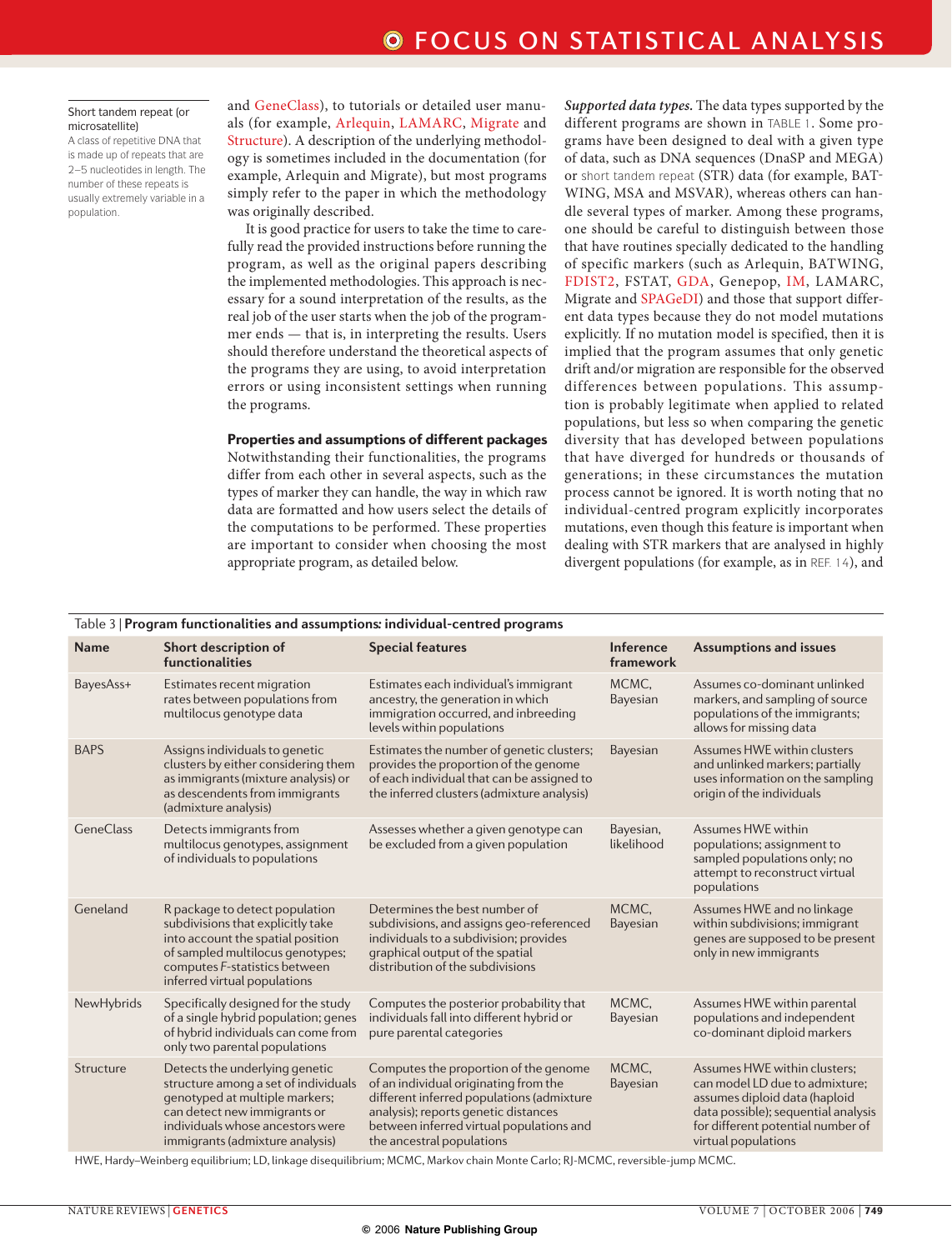**Short tandem repeat (or microsatellite)**
A class of repetitive DNA that is made up of repeats that are 2–5 nucleotides in length. The number of these repeats is usually extremely variable in a population.

and GeneClass), to tutorials or detailed user manuals (for example, Arlequin, LAMARC, Migrate and Structure). A description of the underlying methodology is sometimes included in the documentation (for example, Arlequin and Migrate), but most programs simply refer to the paper in which the methodology was originally described.

It is good practice for users to take the time to carefully read the provided instructions before running the program, as well as the original papers describing the implemented methodologies. This approach is necessary for a sound interpretation of the results, as the real job of the user starts when the job of the programmer ends — that is, in interpreting the results. Users should therefore understand the theoretical aspects of the programs they are using, to avoid interpretation errors or using inconsistent settings when running the programs.

## Properties and assumptions of different packages

Notwithstanding their functionalities, the programs differ from each other in several aspects, such as the types of marker they can handle, the way in which raw data are formatted and how users select the details of the computations to be performed. These properties are important to consider when choosing the most appropriate program, as detailed below.

*Supported data types.* The data types supported by the different programs are shown in TABLE 1. Some programs have been designed to deal with a given type of data, such as DNA sequences (DnaSP and MEGA) or short tandem repeat (STR) data (for example, BATWING, MSA and MSVAR), whereas others can handle several types of marker. Among these programs, one should be careful to distinguish between those that have routines specially dedicated to the handling of specific markers (such as Arlequin, BATWING, FDIST2, FSTAT, GDA, Genepop, IM, LAMARC, Migrate and SPAGeDI) and those that support different data types because they do not model mutations explicitly. If no mutation model is specified, then it is implied that the program assumes that only genetic drift and/or migration are responsible for the observed differences between populations. This assumption is probably legitimate when applied to related populations, but less so when comparing the genetic diversity that has developed between populations that have diverged for hundreds or thousands of generations; in these circumstances the mutation process cannot be ignored. It is worth noting that no individual-centred program explicitly incorporates mutations, even though this feature is important when dealing with STR markers that are analysed in highly divergent populations (for example, as in REF. 14), and

Table 3 | **Program functionalities and assumptions: individual-centred programs**

| Name | Short description of functionalities | Special features | Inference framework | Assumptions and issues |
|---|---|---|---|---|
| BayesAss+ | Estimates recent migration rates between populations from multilocus genotype data | Estimates each individual's immigrant ancestry, the generation in which immigration occurred, and inbreeding levels within populations | MCMC, Bayesian | Assumes co-dominant unlinked markers, and sampling of source populations of the immigrants; allows for missing data |
| BAPS | Assigns individuals to genetic clusters by either considering them as immigrants (mixture analysis) or as descendents from immigrants (admixture analysis) | Estimates the number of genetic clusters; provides the proportion of the genome of each individual that can be assigned to the inferred clusters (admixture analysis) | Bayesian | Assumes HWE within clusters and unlinked markers; partially uses information on the sampling origin of the individuals |
| GeneClass | Detects immigrants from multilocus genotypes, assignment of individuals to populations | Assesses whether a given genotype can be excluded from a given population | Bayesian, likelihood | Assumes HWE within populations; assignment to sampled populations only; no attempt to reconstruct virtual populations |
| Geneland | R package to detect population subdivisions that explicitly take into account the spatial position of sampled multilocus genotypes; computes *F*-statistics between inferred virtual populations | Determines the best number of subdivisions, and assigns geo-referenced individuals to a subdivision; provides graphical output of the spatial distribution of the subdivisions | MCMC, Bayesian | Assumes HWE and no linkage within subdivisions; immigrant genes are supposed to be present only in new immigrants |
| NewHybrids | Specifically designed for the study of a single hybrid population; genes of hybrid individuals can come from only two parental populations | Computes the posterior probability that individuals fall into different hybrid or pure parental categories | MCMC, Bayesian | Assumes HWE within parental populations and independent co-dominant diploid markers |
| Structure | Detects the underlying genetic structure among a set of individuals genotyped at multiple markers; can detect new immigrants or individuals whose ancestors were immigrants (admixture analysis) | Computes the proportion of the genome of an individual originating from the different inferred populations (admixture analysis); reports genetic distances between inferred virtual populations and the ancestral populations | MCMC, Bayesian | Assumes HWE within clusters; can model LD due to admixture; assumes diploid data (haploid data possible); sequential analysis for different potential number of virtual populations |

HWE, Hardy–Weinberg equilibrium; LD, linkage disequilibrium; MCMC, Markov chain Monte Carlo; RJ-MCMC, reversible-jump MCMC.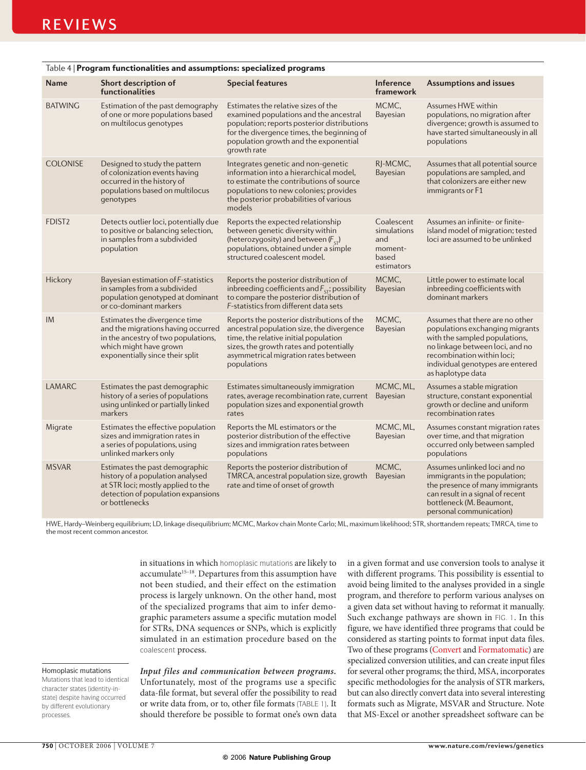Table 4 | **Program functionalities and assumptions: specialized programs**

| Name | Short description of functionalities | Special features | Inference framework | Assumptions and issues |
|---|---|---|---|---|
| BATWING | Estimation of the past demography of one or more populations based on multilocus genotypes | Estimates the relative sizes of the examined populations and the ancestral population; reports posterior distributions for the divergence times, the beginning of population growth and the exponential growth rate | MCMC, Bayesian | Assumes HWE within populations, no migration after divergence; growth is assumed to have started simultaneously in all populations |
| COLONISE | Designed to study the pattern of colonization events having occurred in the history of populations based on multilocus genotypes | Integrates genetic and non-genetic information into a hierarchical model, to estimate the contributions of source populations to new colonies; provides the posterior probabilities of various models | RJ-MCMC, Bayesian | Assumes that all potential source populations are sampled, and that colonizers are either new immigrants or F1 |
| FDIST2 | Detects outlier loci, potentially due to positive or balancing selection, in samples from a subdivided population | Reports the expected relationship between genetic diversity within (heterozygosity) and between ($F_{ST}$) populations, obtained under a simple structured coalescent model. | Coalescent simulations and moment-based estimators | Assumes an infinite- or finite-island model of migration; tested loci are assumed to be unlinked |
| Hickory | Bayesian estimation of *F*-statistics in samples from a subdivided population genotyped at dominant or co-dominant markers | Reports the posterior distribution of inbreeding coefficients and $F_{ST}$; possibility to compare the posterior distribution of *F*-statistics from different data sets | MCMC, Bayesian | Little power to estimate local inbreeding coefficients with dominant markers |
| IM | Estimates the divergence time and the migrations having occurred in the ancestry of two populations, which might have grown exponentially since their split | Reports the posterior distributions of the ancestral population size, the divergence time, the relative initial population sizes, the growth rates and potentially asymmetrical migration rates between populations | MCMC, Bayesian | Assumes that there are no other populations exchanging migrants with the sampled populations, no linkage between loci, and no recombination within loci; individual genotypes are entered as haplotype data |
| LAMARC | Estimates the past demographic history of a series of populations using unlinked or partially linked markers | Estimates simultaneously immigration rates, average recombination rate, current population sizes and exponential growth rates | MCMC, ML, Bayesian | Assumes a stable migration structure, constant exponential growth or decline and uniform recombination rates |
| Migrate | Estimates the effective population sizes and immigration rates in a series of populations, using unlinked markers only | Reports the ML estimators or the posterior distribution of the effective sizes and immigration rates between populations | MCMC, ML, Bayesian | Assumes constant migration rates over time, and that migration occurred only between sampled populations |
| MSVAR | Estimates the past demographic history of a population analysed at STR loci; mostly applied to the detection of population expansions or bottlenecks | Reports the posterior distribution of TMRCA, ancestral population size, growth rate and time of onset of growth | MCMC, Bayesian | Assumes unlinked loci and no immigrants in the population; the presence of many immigrants can result in a signal of recent bottleneck (M. Beaumont, personal communication) |

HWE, Hardy–Weinberg equilibrium; LD, linkage disequilibrium; MCMC, Markov chain Monte Carlo; ML, maximum likelihood; STR, short tandem repeats; TMRCA, time to the most recent common ancestor.

in situations in which homoplasic mutations are likely to accumulate[15–18]. Departures from this assumption have not been studied, and their effect on the estimation process is largely unknown. On the other hand, most of the specialized programs that aim to infer demographic parameters assume a specific mutation model for STRs, DNA sequences or SNPs, which is explicitly simulated in an estimation procedure based on the coalescent process.

**Homoplasic mutations**
Mutations that lead to identical character states (identity-in-state) despite having occurred by different evolutionary processes.

***Input files and communication between programs.*** Unfortunately, most of the programs use a specific data-file format, but several offer the possibility to read or write data from, or to, other file formats (TABLE 1). It should therefore be possible to format one's own data in a given format and use conversion tools to analyse it with different programs. This possibility is essential to avoid being limited to the analyses provided in a single program, and therefore to perform various analyses on a given data set without having to reformat it manually. Such exchange pathways are shown in FIG. 1. In this figure, we have identified three programs that could be considered as starting points to format input data files. Two of these programs (Convert and Formatomatic) are specialized conversion utilities, and can create input files for several other programs; the third, MSA, incorporates specific methodologies for the analysis of STR markers, but can also directly convert data into several interesting formats such as Migrate, MSVAR and Structure. Note that MS-Excel or another spreadsheet software can be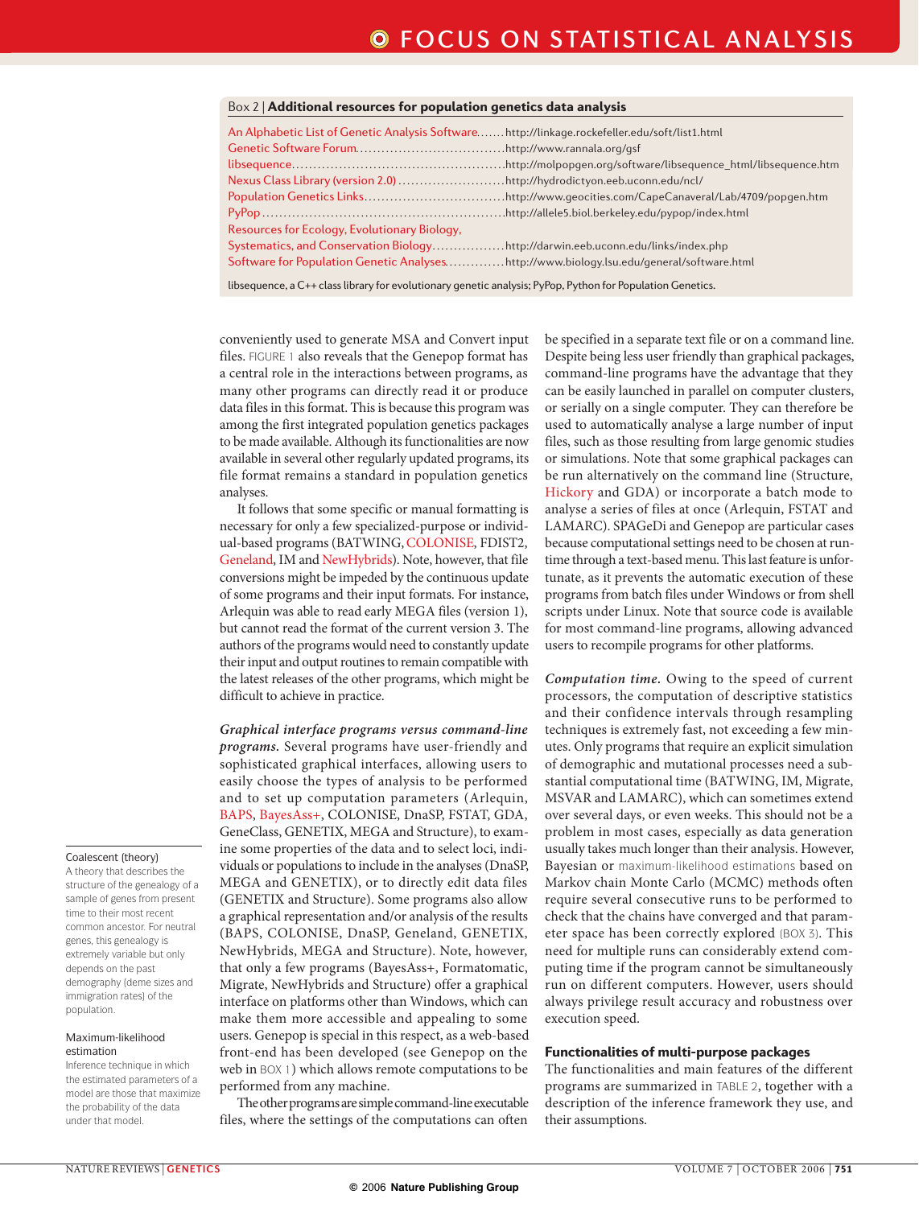## Box 2 | Additional resources for population genetics data analysis

| Resource | URL |
|---|---|
| An Alphabetic List of Genetic Analysis Software | http://linkage.rockefeller.edu/soft/list1.html |
| Genetic Software Forum | http://www.rannala.org/gsf |
| libsequence | http://molpopgen.org/software/libsequence_html/libsequence.htm |
| Nexus Class Library (version 2.0) | http://hydrodictyon.eeb.uconn.edu/ncl/ |
| Population Genetics Links | http://www.geocities.com/CapeCanaveral/Lab/4709/popgen.htm |
| PyPop | http://allele5.biol.berkeley.edu/pypop/index.html |
| Resources for Ecology, Evolutionary Biology, Systematics, and Conservation Biology | http://darwin.eeb.uconn.edu/links/index.php |
| Software for Population Genetic Analyses | http://www.biology.lsu.edu/general/software.html |

libsequence, a C++ class library for evolutionary genetic analysis; PyPop, Python for Population Genetics.

conveniently used to generate MSA and Convert input files. FIGURE 1 also reveals that the Genepop format has a central role in the interactions between programs, as many other programs can directly read it or produce data files in this format. This is because this program was among the first integrated population genetics packages to be made available. Although its functionalities are now available in several other regularly updated programs, its file format remains a standard in population genetics analyses.

It follows that some specific or manual formatting is necessary for only a few specialized-purpose or individual-based programs (BATWING, COLONISE, FDIST2, Geneland, IM and NewHybrids). Note, however, that file conversions might be impeded by the continuous update of some programs and their input formats. For instance, Arlequin was able to read early MEGA files (version 1), but cannot read the format of the current version 3. The authors of the programs would need to constantly update their input and output routines to remain compatible with the latest releases of the other programs, which might be difficult to achieve in practice.

***Graphical interface programs versus command-line programs.*** Several programs have user-friendly and sophisticated graphical interfaces, allowing users to easily choose the types of analysis to be performed and to set up computation parameters (Arlequin, BAPS, BayesAss+, COLONISE, DnaSP, FSTAT, GDA, GeneClass, GENETIX, MEGA and Structure), to examine some properties of the data and to select loci, individuals or populations to include in the analyses (DnaSP, MEGA and GENETIX), or to directly edit data files (GENETIX and Structure). Some programs also allow a graphical representation and/or analysis of the results (BAPS, COLONISE, DnaSP, Geneland, GENETIX, NewHybrids, MEGA and Structure). Note, however, that only a few programs (BayesAss+, Formatomatic, Migrate, NewHybrids and Structure) offer a graphical interface on platforms other than Windows, which can make them more accessible and appealing to some users. Genepop is special in this respect, as a web-based front-end has been developed (see Genepop on the web in BOX 1) which allows remote computations to be performed from any machine.

The other programs are simple command-line executable files, where the settings of the computations can often be specified in a separate text file or on a command line. Despite being less user friendly than graphical packages, command-line programs have the advantage that they can be easily launched in parallel on computer clusters, or serially on a single computer. They can therefore be used to automatically analyse a large number of input files, such as those resulting from large genomic studies or simulations. Note that some graphical packages can be run alternatively on the command line (Structure, Hickory and GDA) or incorporate a batch mode to analyse a series of files at once (Arlequin, FSTAT and LAMARC). SPAGeDi and Genepop are particular cases because computational settings need to be chosen at run-time through a text-based menu. This last feature is unfortunate, as it prevents the automatic execution of these programs from batch files under Windows or from shell scripts under Linux. Note that source code is available for most command-line programs, allowing advanced users to recompile programs for other platforms.

***Computation time.*** Owing to the speed of current processors, the computation of descriptive statistics and their confidence intervals through resampling techniques is extremely fast, not exceeding a few minutes. Only programs that require an explicit simulation of demographic and mutational processes need a substantial computational time (BATWING, IM, Migrate, MSVAR and LAMARC), which can sometimes extend over several days, or even weeks. This should not be a problem in most cases, especially as data generation usually takes much longer than their analysis. However, Bayesian or maximum-likelihood estimations based on Markov chain Monte Carlo (MCMC) methods often require several consecutive runs to be performed to check that the chains have converged and that parameter space has been correctly explored (BOX 3). This need for multiple runs can considerably extend computing time if the program cannot be simultaneously run on different computers. However, users should always privilege result accuracy and robustness over execution speed.

### Functionalities of multi-purpose packages

The functionalities and main features of the different programs are summarized in TABLE 2, together with a description of the inference framework they use, and their assumptions.

**Coalescent (theory)**
A theory that describes the structure of the genealogy of a sample of genes from present time to their most recent common ancestor. For neutral genes, this genealogy is extremely variable but only depends on the past demography (deme sizes and immigration rates) of the population.

**Maximum-likelihood estimation**
Inference technique in which the estimated parameters of a model are those that maximize the probability of the data under that model.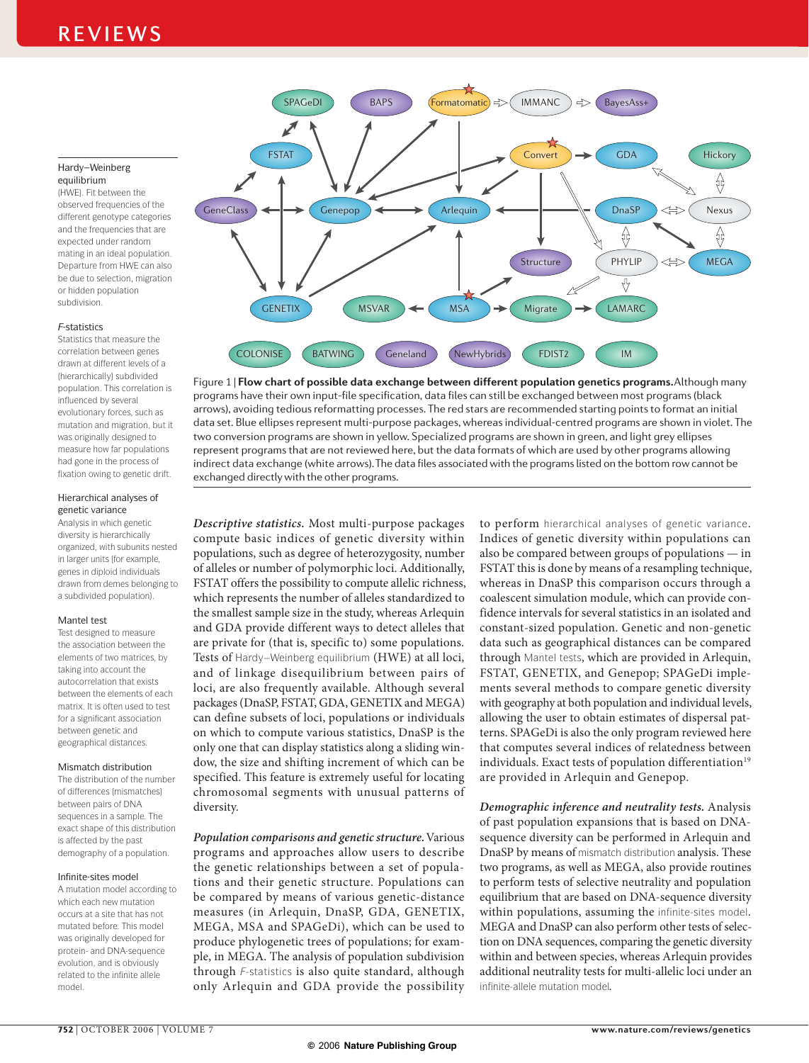Figure 1 | **Flow chart of possible data exchange between different population genetics programs.** Although many programs have their own input-file specification, data files can still be exchanged between most programs (black arrows), avoiding tedious reformatting processes. The red stars are recommended starting points to format an initial data set. Blue ellipses represent multi-purpose packages, whereas individual-centred programs are shown in violet. The two conversion programs are shown in yellow. Specialized programs are shown in green, and light grey ellipses represent programs that are not reviewed here, but the data formats of which are used by other programs allowing indirect data exchange (white arrows). The data files associated with the programs listed on the bottom row cannot be exchanged directly with the other programs.

**Hardy–Weinberg equilibrium**
(HWE). Fit between the observed frequencies of the different genotype categories and the frequencies that are expected under random mating in an ideal population. Departure from HWE can also be due to selection, migration or hidden population subdivision.

***F*-statistics**
Statistics that measure the correlation between genes drawn at different levels of a (hierarchically) subdivided population. This correlation is influenced by several evolutionary forces, such as mutation and migration, but it was originally designed to measure how far populations had gone in the process of fixation owing to genetic drift.

**Hierarchical analyses of genetic variance**
Analysis in which genetic diversity is hierarchically organized, with subunits nested in larger units (for example, genes in diploid individuals drawn from demes belonging to a subdivided population).

**Mantel test**
Test designed to measure the association between the elements of two matrices, by taking into account the autocorrelation that exists between the elements of each matrix. It is often used to test for a significant association between genetic and geographical distances.

**Mismatch distribution**
The distribution of the number of differences (mismatches) between pairs of DNA sequences in a sample. The exact shape of this distribution is affected by the past demography of a population.

**Infinite-sites model**
A mutation model according to which each new mutation occurs at a site that has not mutated before. This model was originally developed for protein- and DNA-sequence evolution, and is obviously related to the infinite allele model.

***Descriptive statistics.*** Most multi-purpose packages compute basic indices of genetic diversity within populations, such as degree of heterozygosity, number of alleles or number of polymorphic loci. Additionally, FSTAT offers the possibility to compute allelic richness, which represents the number of alleles standardized to the smallest sample size in the study, whereas Arlequin and GDA provide different ways to detect alleles that are private for (that is, specific to) some populations. Tests of Hardy–Weinberg equilibrium (HWE) at all loci, and of linkage disequilibrium between pairs of loci, are also frequently available. Although several packages (DnaSP, FSTAT, GDA, GENETIX and MEGA) can define subsets of loci, populations or individuals on which to compute various statistics, DnaSP is the only one that can display statistics along a sliding window, the size and shifting increment of which can be specified. This feature is extremely useful for locating chromosomal segments with unusual patterns of diversity.

***Population comparisons and genetic structure.*** Various programs and approaches allow users to describe the genetic relationships between a set of populations and their genetic structure. Populations can be compared by means of various genetic-distance measures (in Arlequin, DnaSP, GDA, GENETIX, MEGA, MSA and SPAGeDi), which can be used to produce phylogenetic trees of populations; for example, in MEGA. The analysis of population subdivision through *F*-statistics is also quite standard, although only Arlequin and GDA provide the possibility to perform hierarchical analyses of genetic variance. Indices of genetic diversity within populations can also be compared between groups of populations — in FSTAT this is done by means of a resampling technique, whereas in DnaSP this comparison occurs through a coalescent simulation module, which can provide confidence intervals for several statistics in an isolated and constant-sized population. Genetic and non-genetic data such as geographical distances can be compared through Mantel tests, which are provided in Arlequin, FSTAT, GENETIX, and Genepop; SPAGeDi implements several methods to compare genetic diversity with geography at both population and individual levels, allowing the user to obtain estimates of dispersal patterns. SPAGeDi is also the only program reviewed here that computes several indices of relatedness between individuals. Exact tests of population differentiation[19] are provided in Arlequin and Genepop.

***Demographic inference and neutrality tests.*** Analysis of past population expansions that is based on DNA-sequence diversity can be performed in Arlequin and DnaSP by means of mismatch distribution analysis. These two programs, as well as MEGA, also provide routines to perform tests of selective neutrality and population equilibrium that are based on DNA-sequence diversity within populations, assuming the infinite-sites model. MEGA and DnaSP can also perform other tests of selection on DNA sequences, comparing the genetic diversity within and between species, whereas Arlequin provides additional neutrality tests for multi-allelic loci under an infinite-allele mutation model.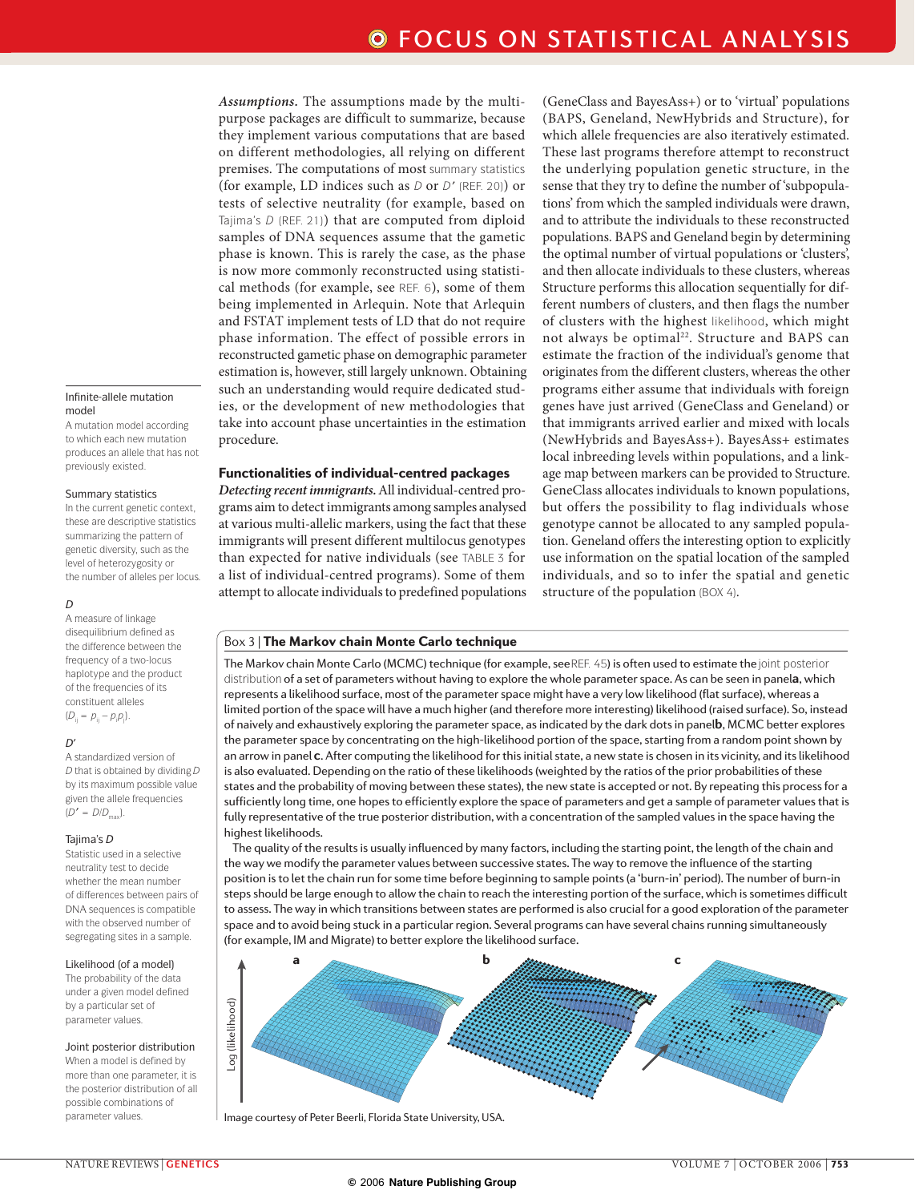*Assumptions.* The assumptions made by the multipurpose packages are difficult to summarize, because they implement various computations that are based on different methodologies, all relying on different premises. The computations of most summary statistics (for example, LD indices such as $D$ or $D'$ (REF. 20)) or tests of selective neutrality (for example, based on Tajima's $D$ (REF. 21)) that are computed from diploid samples of DNA sequences assume that the gametic phase is known. This is rarely the case, as the phase is now more commonly reconstructed using statistical methods (for example, see REF. 6), some of them being implemented in Arlequin. Note that Arlequin and FSTAT implement tests of LD that do not require phase information. The effect of possible errors in reconstructed gametic phase on demographic parameter estimation is, however, still largely unknown. Obtaining such an understanding would require dedicated studies, or the development of new methodologies that take into account phase uncertainties in the estimation procedure.

## Functionalities of individual-centred packages

*Detecting recent immigrants.* All individual-centred programs aim to detect immigrants among samples analysed at various multi-allelic markers, using the fact that these immigrants will present different multilocus genotypes than expected for native individuals (see TABLE 3 for a list of individual-centred programs). Some of them attempt to allocate individuals to predefined populations (GeneClass and BayesAss+) or to 'virtual' populations (BAPS, Geneland, NewHybrids and Structure), for which allele frequencies are also iteratively estimated. These last programs therefore attempt to reconstruct the underlying population genetic structure, in the sense that they try to define the number of 'subpopulations' from which the sampled individuals were drawn, and to attribute the individuals to these reconstructed populations. BAPS and Geneland begin by determining the optimal number of virtual populations or 'clusters', and then allocate individuals to these clusters, whereas Structure performs this allocation sequentially for different numbers of clusters, and then flags the number of clusters with the highest likelihood, which might not always be optimal[22]. Structure and BAPS can estimate the fraction of the individual's genome that originates from the different clusters, whereas the other programs either assume that individuals with foreign genes have just arrived (GeneClass and Geneland) or that immigrants arrived earlier and mixed with locals (NewHybrids and BayesAss+). BayesAss+ estimates local inbreeding levels within populations, and a linkage map between markers can be provided to Structure. GeneClass allocates individuals to known populations, but offers the possibility to flag individuals whose genotype cannot be allocated to any sampled population. Geneland offers the interesting option to explicitly use information on the spatial location of the sampled individuals, and so to infer the spatial and genetic structure of the population (BOX 4).

### Box 3 | The Markov chain Monte Carlo technique

The Markov chain Monte Carlo (MCMC) technique (for example, see REF. 45) is often used to estimate the joint posterior distribution of a set of parameters without having to explore the whole parameter space. As can be seen in panel **a**, which represents a likelihood surface, most of the parameter space might have a very low likelihood (flat surface), whereas a limited portion of the space will have a much higher (and therefore more interesting) likelihood (raised surface). So, instead of naively and exhaustively exploring the parameter space, as indicated by the dark dots in panel **b**, MCMC better explores the parameter space by concentrating on the high-likelihood portion of the space, starting from a random point shown by an arrow in panel **c**. After computing the likelihood for this initial state, a new state is chosen in its vicinity, and its likelihood is also evaluated. Depending on the ratio of these likelihoods (weighted by the ratios of the prior probabilities of these states and the probability of moving between these states), the new state is accepted or not. By repeating this process for a sufficiently long time, one hopes to efficiently explore the space of parameters and get a sample of parameter values that is fully representative of the true posterior distribution, with a concentration of the sampled values in the space having the highest likelihoods.

The quality of the results is usually influenced by many factors, including the starting point, the length of the chain and the way we modify the parameter values between successive states. The way to remove the influence of the starting position is to let the chain run for some time before beginning to sample points (a 'burn-in' period). The number of burn-in steps should be large enough to allow the chain to reach the interesting portion of the surface, which is sometimes difficult to assess. The way in which transitions between states are performed is also crucial for a good exploration of the parameter space and to avoid being stuck in a particular region. Several programs can have several chains running simultaneously (for example, IM and Migrate) to better explore the likelihood surface.

Image courtesy of Peter Beerli, Florida State University, USA.

---

**Infinite-allele mutation model**
A mutation model according to which each new mutation produces an allele that has not previously existed.

**Summary statistics**
In the current genetic context, these are descriptive statistics summarizing the pattern of genetic diversity, such as the level of heterozygosity or the number of alleles per locus.

***D***
A measure of linkage disequilibrium defined as the difference between the frequency of a two-locus haplotype and the product of the frequencies of its constituent alleles ($D_{ij} = p_{ij} - p_i p_j$).

***D'***
A standardized version of $D$ that is obtained by dividing $D$ by its maximum possible value given the allele frequencies ($D' = D/D_{max}$).

**Tajima's *D***
Statistic used in a selective neutrality test to decide whether the mean number of differences between pairs of DNA sequences is compatible with the observed number of segregating sites in a sample.

**Likelihood (of a model)**
The probability of the data under a given model defined by a particular set of parameter values.

**Joint posterior distribution**
When a model is defined by more than one parameter, it is the posterior distribution of all possible combinations of parameter values.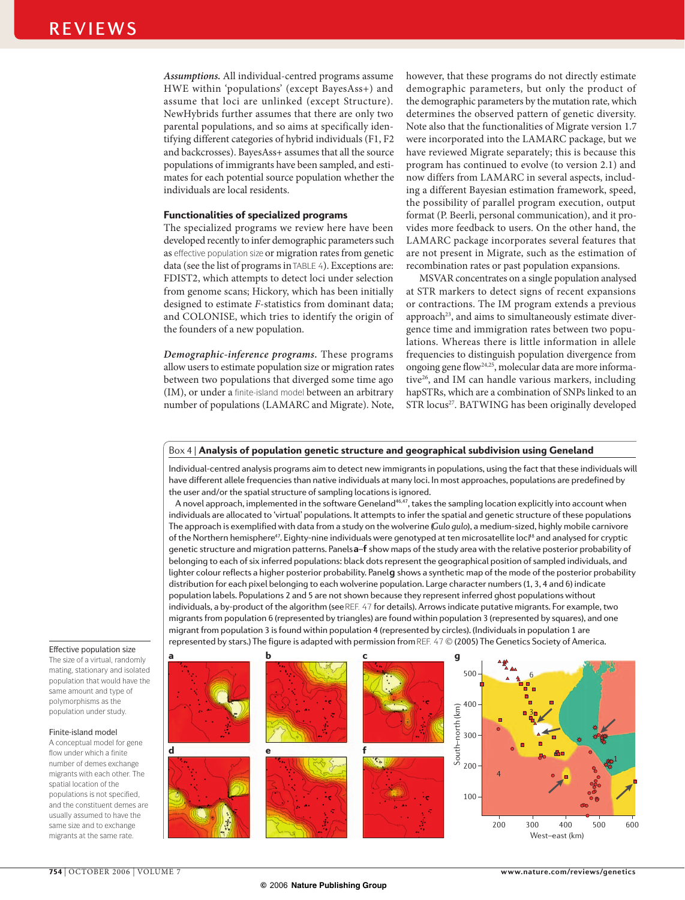*Assumptions.* All individual-centred programs assume HWE within 'populations' (except BayesAss+) and assume that loci are unlinked (except Structure). NewHybrids further assumes that there are only two parental populations, and so aims at specifically identifying different categories of hybrid individuals (F1, F2 and backcrosses). BayesAss+ assumes that all the source populations of immigrants have been sampled, and estimates for each potential source population whether the individuals are local residents.

### Functionalities of specialized programs

The specialized programs we review here have been developed recently to infer demographic parameters such as effective population size or migration rates from genetic data (see the list of programs in TABLE 4). Exceptions are: FDIST2, which attempts to detect loci under selection from genome scans; Hickory, which has been initially designed to estimate *F*-statistics from dominant data; and COLONISE, which tries to identify the origin of the founders of a new population.

*Demographic-inference programs.* These programs allow users to estimate population size or migration rates between two populations that diverged some time ago (IM), or under a finite-island model between an arbitrary number of populations (LAMARC and Migrate). Note, however, that these programs do not directly estimate demographic parameters, but only the product of the demographic parameters by the mutation rate, which determines the observed pattern of genetic diversity. Note also that the functionalities of Migrate version 1.7 were incorporated into the LAMARC package, but we have reviewed Migrate separately; this is because this program has continued to evolve (to version 2.1) and now differs from LAMARC in several aspects, including a different Bayesian estimation framework, speed, the possibility of parallel program execution, output format (P. Beerli, personal communication), and it provides more feedback to users. On the other hand, the LAMARC package incorporates several features that are not present in Migrate, such as the estimation of recombination rates or past population expansions.

MSVAR concentrates on a single population analysed at STR markers to detect signs of recent expansions or contractions. The IM program extends a previous approach[23], and aims to simultaneously estimate divergence time and immigration rates between two populations. Whereas there is little information in allele frequencies to distinguish population divergence from ongoing gene flow[24,25], molecular data are more informative[26], and IM can handle various markers, including hapSTRs, which are a combination of SNPs linked to an STR locus[27]. BATWING has been originally developed

**Effective population size**
The size of a virtual, randomly mating, stationary and isolated population that would have the same amount and type of polymorphisms as the population under study.

**Finite-island model**
A conceptual model for gene flow under which a finite number of demes exchange migrants with each other. The spatial location of the populations is not specified, and the constituent demes are usually assumed to have the same size and to exchange migrants at the same rate.

**Box 4 | Analysis of population genetic structure and geographical subdivision using Geneland**

Individual-centred analysis programs aim to detect new immigrants in populations, using the fact that these individuals will have different allele frequencies than native individuals at many loci. In most approaches, populations are predefined by the user and/or the spatial structure of sampling locations is ignored.

A novel approach, implemented in the software Geneland[46,47], takes the sampling location explicitly into account when individuals are allocated to 'virtual' populations. It attempts to infer the spatial and genetic structure of these populations. The approach is exemplified with data from a study on the wolverine (*Gulo gulo*), a medium-sized, highly mobile carnivore of the Northern hemisphere[47]. Eighty-nine individuals were genotyped at ten microsatellite loci[48] and analysed for cryptic genetic structure and migration patterns. Panels **a**–**f** show maps of the study area with the relative posterior probability of belonging to each of six inferred populations: black dots represent the geographical position of sampled individuals, and lighter colour reflects a higher posterior probability. Panel **g** shows a synthetic map of the mode of the posterior probability distribution for each pixel belonging to each wolverine population. Large character numbers (1, 3, 4 and 6) indicate population labels. Populations 2 and 5 are not shown because they represent inferred ghost populations without individuals, a by-product of the algorithm (see REF. 47 for details). Arrows indicate putative migrants. For example, two migrants from population 6 (represented by triangles) are found within population 3 (represented by squares), and one migrant from population 3 is found within population 4 (represented by circles). (Individuals in population 1 are represented by stars.) The figure is adapted with permission from REF. 47 © (2005) The Genetics Society of America.

a b c d e f g

South–north (km)
500
400
300
200
100
200 300 400 500 600
West–east (km)
6 3 1 4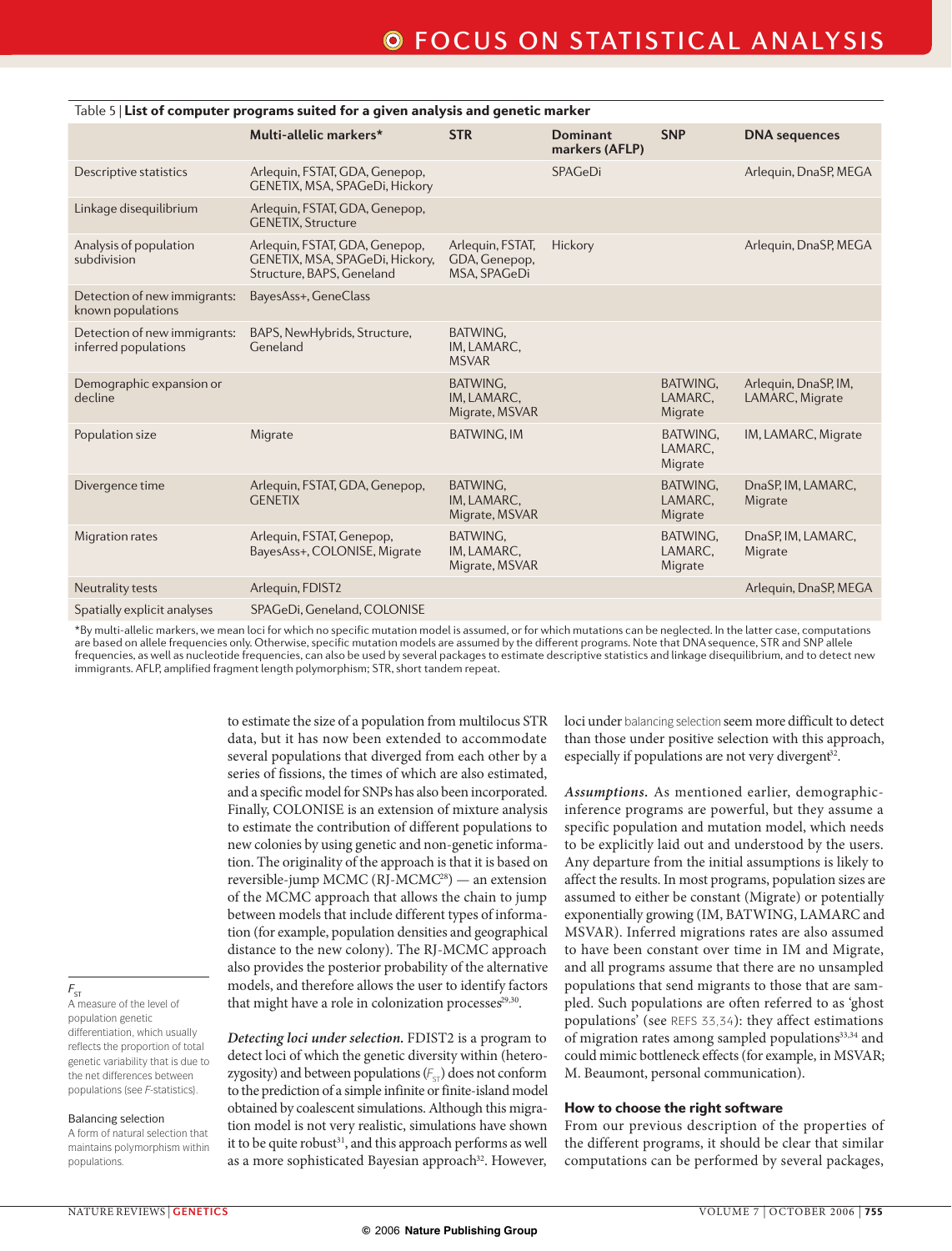Table 5 | **List of computer programs suited for a given analysis and genetic marker**

| | Multi-allelic markers* | STR | Dominant markers (AFLP) | SNP | DNA sequences |
|---|---|---|---|---|---|
| Descriptive statistics | Arlequin, FSTAT, GDA, Genepop, GENETIX, MSA, SPAGeDi, Hickory | | SPAGeDi | | Arlequin, DnaSP, MEGA |
| Linkage disequilibrium | Arlequin, FSTAT, GDA, Genepop, GENETIX, Structure | | | | |
| Analysis of population subdivision | Arlequin, FSTAT, GDA, Genepop, GENETIX, MSA, SPAGeDi, Hickory, Structure, BAPS, Geneland | Arlequin, FSTAT, GDA, Genepop, MSA, SPAGeDi | Hickory | | Arlequin, DnaSP, MEGA |
| Detection of new immigrants: known populations | BayesAss+, GeneClass | | | | |
| Detection of new immigrants: inferred populations | BAPS, NewHybrids, Structure, Geneland | BATWING, IM, LAMARC, MSVAR | | | |
| Demographic expansion or decline | | BATWING, IM, LAMARC, Migrate, MSVAR | | BATWING, LAMARC, Migrate | Arlequin, DnaSP, IM, LAMARC, Migrate |
| Population size | Migrate | BATWING, IM | | BATWING, LAMARC, Migrate | IM, LAMARC, Migrate |
| Divergence time | Arlequin, FSTAT, GDA, Genepop, GENETIX | BATWING, IM, LAMARC, Migrate, MSVAR | | BATWING, LAMARC, Migrate | DnaSP, IM, LAMARC, Migrate |
| Migration rates | Arlequin, FSTAT, Genepop, BayesAss+, COLONISE, Migrate | BATWING, IM, LAMARC, Migrate, MSVAR | | BATWING, LAMARC, Migrate | DnaSP, IM, LAMARC, Migrate |
| Neutrality tests | Arlequin, FDIST2 | | | | Arlequin, DnaSP, MEGA |
| Spatially explicit analyses | SPAGeDi, Geneland, COLONISE | | | | |

*By multi-allelic markers, we mean loci for which no specific mutation model is assumed, or for which mutations can be neglected. In the latter case, computations are based on allele frequencies only. Otherwise, specific mutation models are assumed by the different programs. Note that DNA sequence, STR and SNP allele frequencies, as well as nucleotide frequencies, can also be used by several packages to estimate descriptive statistics and linkage disequilibrium, and to detect new immigrants. AFLP, amplified fragment length polymorphism; STR, short tandem repeat.

to estimate the size of a population from multilocus STR data, but it has now been extended to accommodate several populations that diverged from each other by a series of fissions, the times of which are also estimated, and a specific model for SNPs has also been incorporated. Finally, COLONISE is an extension of mixture analysis to estimate the contribution of different populations to new colonies by using genetic and non-genetic information. The originality of the approach is that it is based on reversible-jump MCMC (RJ-MCMC[28]) — an extension of the MCMC approach that allows the chain to jump between models that include different types of information (for example, population densities and geographical distance to the new colony). The RJ-MCMC approach also provides the posterior probability of the alternative models, and therefore allows the user to identify factors that might have a role in colonization processes[29,30].

*Detecting loci under selection.* FDIST2 is a program to detect loci of which the genetic diversity within (heterozygosity) and between populations ($F_{ST}$) does not conform to the prediction of a simple infinite or finite-island model obtained by coalescent simulations. Although this migration model is not very realistic, simulations have shown it to be quite robust[31], and this approach performs as well as a more sophisticated Bayesian approach[32]. However, loci under balancing selection seem more difficult to detect than those under positive selection with this approach, especially if populations are not very divergent[32].

*Assumptions.* As mentioned earlier, demographic-inference programs are powerful, but they assume a specific population and mutation model, which needs to be explicitly laid out and understood by the users. Any departure from the initial assumptions is likely to affect the results. In most programs, population sizes are assumed to either be constant (Migrate) or potentially exponentially growing (IM, BATWING, LAMARC and MSVAR). Inferred migrations rates are also assumed to have been constant over time in IM and Migrate, and all programs assume that there are no unsampled populations that send migrants to those that are sampled. Such populations are often referred to as 'ghost populations' (see REFS 33,34): they affect estimations of migration rates among sampled populations[33,34] and could mimic bottleneck effects (for example, in MSVAR; M. Beaumont, personal communication).

## How to choose the right software

From our previous description of the properties of the different programs, it should be clear that similar computations can be performed by several packages,

$F_{ST}$
A measure of the level of population genetic differentiation, which usually reflects the proportion of total genetic variability that is due to the net differences between populations (see *F*-statistics).

Balancing selection
A form of natural selection that maintains polymorphism within populations.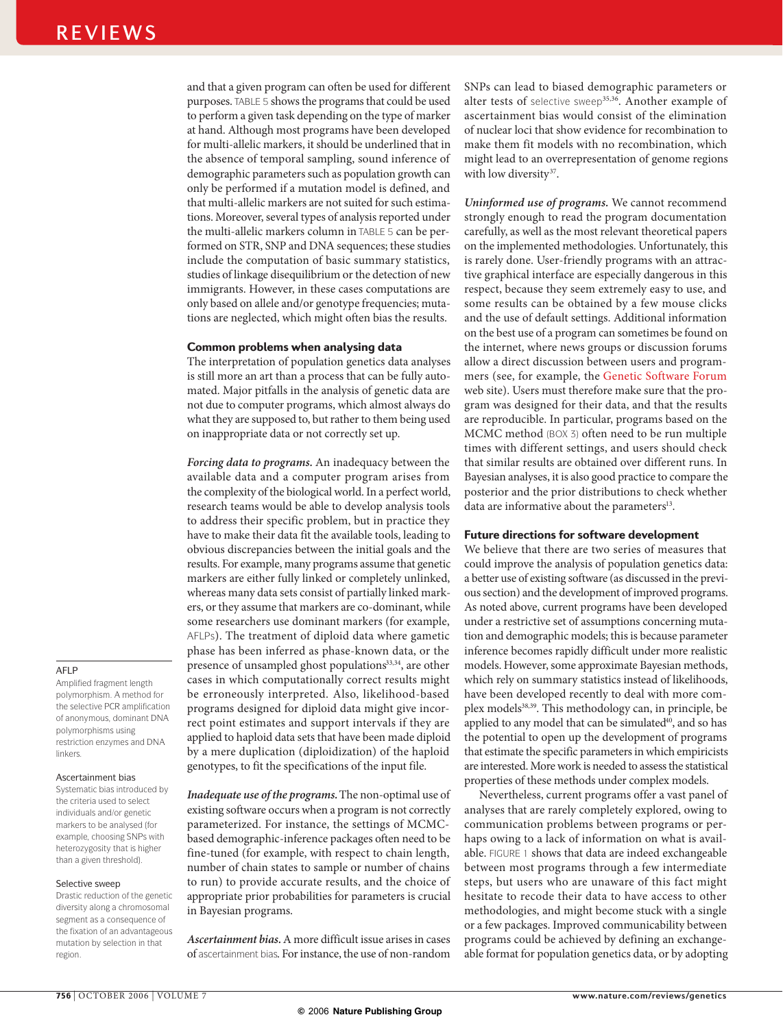and that a given program can often be used for different purposes. TABLE 5 shows the programs that could be used to perform a given task depending on the type of marker at hand. Although most programs have been developed for multi-allelic markers, it should be underlined that in the absence of temporal sampling, sound inference of demographic parameters such as population growth can only be performed if a mutation model is defined, and that multi-allelic markers are not suited for such estimations. Moreover, several types of analysis reported under the multi-allelic markers column in TABLE 5 can be performed on STR, SNP and DNA sequences; these studies include the computation of basic summary statistics, studies of linkage disequilibrium or the detection of new immigrants. However, in these cases computations are only based on allele and/or genotype frequencies; mutations are neglected, which might often bias the results.

### Common problems when analysing data

The interpretation of population genetics data analyses is still more an art than a process that can be fully automated. Major pitfalls in the analysis of genetic data are not due to computer programs, which almost always do what they are supposed to, but rather to them being used on inappropriate data or not correctly set up.

***Forcing data to programs.*** An inadequacy between the available data and a computer program arises from the complexity of the biological world. In a perfect world, research teams would be able to develop analysis tools to address their specific problem, but in practice they have to make their data fit the available tools, leading to obvious discrepancies between the initial goals and the results. For example, many programs assume that genetic markers are either fully linked or completely unlinked, whereas many data sets consist of partially linked markers, or they assume that markers are co-dominant, while some researchers use dominant markers (for example, AFLPs). The treatment of diploid data where gametic phase has been inferred as phase-known data, or the presence of unsampled ghost populations[33,34], are other cases in which computationally correct results might be erroneously interpreted. Also, likelihood-based programs designed for diploid data might give incorrect point estimates and support intervals if they are applied to haploid data sets that have been made diploid by a mere duplication (diploidization) of the haploid genotypes, to fit the specifications of the input file.

***Inadequate use of the programs.*** The non-optimal use of existing software occurs when a program is not correctly parameterized. For instance, the settings of MCMC-based demographic-inference packages often need to be fine-tuned (for example, with respect to chain length, number of chain states to sample or number of chains to run) to provide accurate results, and the choice of appropriate prior probabilities for parameters is crucial in Bayesian programs.

***Ascertainment bias.*** A more difficult issue arises in cases of ascertainment bias. For instance, the use of non-random SNPs can lead to biased demographic parameters or alter tests of selective sweep[35,36]. Another example of ascertainment bias would consist of the elimination of nuclear loci that show evidence for recombination to make them fit models with no recombination, which might lead to an overrepresentation of genome regions with low diversity[37].

***Uninformed use of programs.*** We cannot recommend strongly enough to read the program documentation carefully, as well as the most relevant theoretical papers on the implemented methodologies. Unfortunately, this is rarely done. User-friendly programs with an attractive graphical interface are especially dangerous in this respect, because they seem extremely easy to use, and some results can be obtained by a few mouse clicks and the use of default settings. Additional information on the best use of a program can sometimes be found on the internet, where news groups or discussion forums allow a direct discussion between users and programmers (see, for example, the Genetic Software Forum web site). Users must therefore make sure that the program was designed for their data, and that the results are reproducible. In particular, programs based on the MCMC method (BOX 3) often need to be run multiple times with different settings, and users should check that similar results are obtained over different runs. In Bayesian analyses, it is also good practice to compare the posterior and the prior distributions to check whether data are informative about the parameters[13].

### Future directions for software development

We believe that there are two series of measures that could improve the analysis of population genetics data: a better use of existing software (as discussed in the previous section) and the development of improved programs. As noted above, current programs have been developed under a restrictive set of assumptions concerning mutation and demographic models; this is because parameter inference becomes rapidly difficult under more realistic models. However, some approximate Bayesian methods, which rely on summary statistics instead of likelihoods, have been developed recently to deal with more complex models[38,39]. This methodology can, in principle, be applied to any model that can be simulated[40], and so has the potential to open up the development of programs that estimate the specific parameters in which empiricists are interested. More work is needed to assess the statistical properties of these methods under complex models.

Nevertheless, current programs offer a vast panel of analyses that are rarely completely explored, owing to communication problems between programs or perhaps owing to a lack of information on what is available. FIGURE 1 shows that data are indeed exchangeable between most programs through a few intermediate steps, but users who are unaware of this fact might hesitate to recode their data to have access to other methodologies, and might become stuck with a single or a few packages. Improved communicability between programs could be achieved by defining an exchangeable format for population genetics data, or by adopting

---

**AFLP**
Amplified fragment length polymorphism. A method for the selective PCR amplification of anonymous, dominant DNA polymorphisms using restriction enzymes and DNA linkers.

**Ascertainment bias**
Systematic bias introduced by the criteria used to select individuals and/or genetic markers to be analysed (for example, choosing SNPs with heterozygosity that is higher than a given threshold).

**Selective sweep**
Drastic reduction of the genetic diversity along a chromosomal segment as a consequence of the fixation of an advantageous mutation by selection in that region.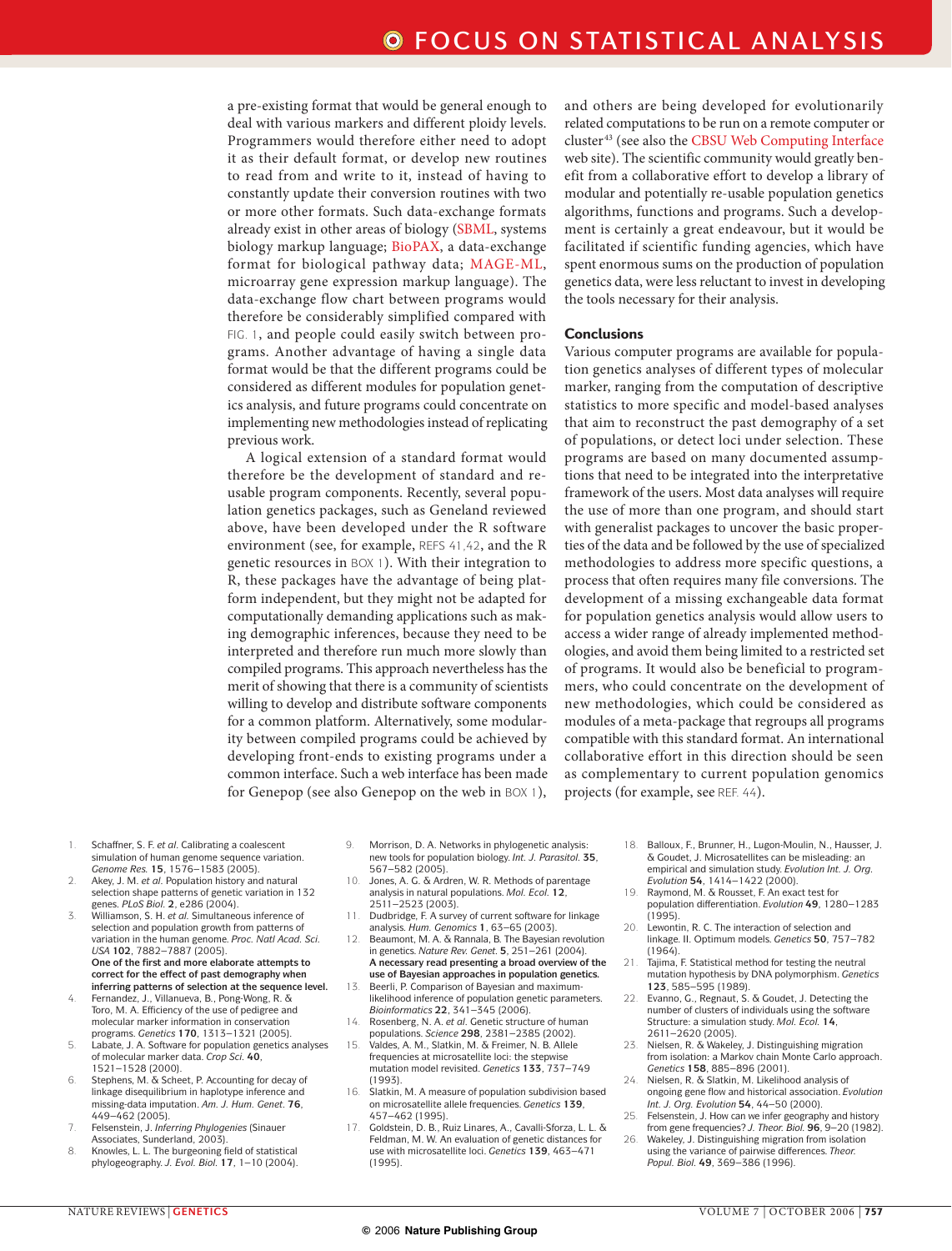a pre-existing format that would be general enough to deal with various markers and different ploidy levels. Programmers would therefore either need to adopt it as their default format, or develop new routines to read from and write to it, instead of having to constantly update their conversion routines with two or more other formats. Such data-exchange formats already exist in other areas of biology (SBML, systems biology markup language; BioPAX, a data-exchange format for biological pathway data; MAGE-ML, microarray gene expression markup language). The data-exchange flow chart between programs would therefore be considerably simplified compared with FIG. 1, and people could easily switch between programs. Another advantage of having a single data format would be that the different programs could be considered as different modules for population genetics analysis, and future programs could concentrate on implementing new methodologies instead of replicating previous work.

A logical extension of a standard format would therefore be the development of standard and re-usable program components. Recently, several population genetics packages, such as Geneland reviewed above, have been developed under the R software environment (see, for example, REFS 41,42, and the R genetic resources in BOX 1). With their integration to R, these packages have the advantage of being platform independent, but they might not be adapted for computationally demanding applications such as making demographic inferences, because they need to be interpreted and therefore run much more slowly than compiled programs. This approach nevertheless has the merit of showing that there is a community of scientists willing to develop and distribute software components for a common platform. Alternatively, some modularity between compiled programs could be achieved by developing front-ends to existing programs under a common interface. Such a web interface has been made for Genepop (see also Genepop on the web in BOX 1), and others are being developed for evolutionarily related computations to be run on a remote computer or cluster[43] (see also the CBSU Web Computing Interface web site). The scientific community would greatly benefit from a collaborative effort to develop a library of modular and potentially re-usable population genetics algorithms, functions and programs. Such a development is certainly a great endeavour, but it would be facilitated if scientific funding agencies, which have spent enormous sums on the production of population genetics data, were less reluctant to invest in developing the tools necessary for their analysis.

## Conclusions

Various computer programs are available for population genetics analyses of different types of molecular marker, ranging from the computation of descriptive statistics to more specific and model-based analyses that aim to reconstruct the past demography of a set of populations, or detect loci under selection. These programs are based on many documented assumptions that need to be integrated into the interpretative framework of the users. Most data analyses will require the use of more than one program, and should start with generalist packages to uncover the basic properties of the data and be followed by the use of specialized methodologies to address more specific questions, a process that often requires many file conversions. The development of a missing exchangeable data format for population genetics analysis would allow users to access a wider range of already implemented methodologies, and avoid them being limited to a restricted set of programs. It would also be beneficial to programmers, who could concentrate on the development of new methodologies, which could be considered as modules of a meta-package that regroups all programs compatible with this standard format. An international collaborative effort in this direction should be seen as complementary to current population genomics projects (for example, see REF. 44).

1. Schaffner, S. F. *et al.* Calibrating a coalescent simulation of human genome sequence variation. *Genome Res.* **15**, 1576–1583 (2005).
2. Akey, J. M. *et al.* Population history and natural selection shape patterns of genetic variation in 132 genes. *PLoS Biol.* **2**, e286 (2004).
3. Williamson, S. H. *et al.* Simultaneous inference of selection and population growth from patterns of variation in the human genome. *Proc. Natl Acad. Sci. USA* **102**, 7882–7887 (2005).
   **One of the first and more elaborate attempts to correct for the effect of past demography when inferring patterns of selection at the sequence level.**
4. Fernandez, J., Villanueva, B., Pong-Wong, R. & Toro, M. A. Efficiency of the use of pedigree and molecular marker information in conservation programs. *Genetics* **170**, 1313–1321 (2005).
5. Labate, J. A. Software for population genetics analyses of molecular marker data. *Crop Sci.* **40**, 1521–1528 (2000).
6. Stephens, M. & Scheet, P. Accounting for decay of linkage disequilibrium in haplotype inference and missing-data imputation. *Am. J. Hum. Genet.* **76**, 449–462 (2005).
7. Felsenstein, J. *Inferring Phylogenies* (Sinauer Associates, Sunderland, 2003).
8. Knowles, L. L. The burgeoning field of statistical phylogeography. *J. Evol. Biol.* **17**, 1–10 (2004).
9. Morrison, D. A. Networks in phylogenetic analysis: new tools for population biology. *Int. J. Parasitol.* **35**, 567–582 (2005).
10. Jones, A. G. & Ardren, W. R. Methods of parentage analysis in natural populations. *Mol. Ecol.* **12**, 2511–2523 (2003).
11. Dudbridge, F. A survey of current software for linkage analysis. *Hum. Genomics* **1**, 63–65 (2003).
12. Beaumont, M. A. & Rannala, B. The Bayesian revolution in genetics. *Nature Rev. Genet.* **5**, 251–261 (2004).
    **A necessary read presenting a broad overview of the use of Bayesian approaches in population genetics.**
13. Beerli, P. Comparison of Bayesian and maximum-likelihood inference of population genetic parameters. *Bioinformatics* **22**, 341–345 (2006).
14. Rosenberg, N. A. *et al.* Genetic structure of human populations. *Science* **298**, 2381–2385 (2002).
15. Valdes, A. M., Slatkin, M. & Freimer, N. B. Allele frequencies at microsatellite loci: the stepwise mutation model revisited. *Genetics* **133**, 737–749 (1993).
16. Slatkin, M. A measure of population subdivision based on microsatellite allele frequencies. *Genetics* **139**, 457–462 (1995).
17. Goldstein, D. B., Ruiz Linares, A., Cavalli-Sforza, L. L. & Feldman, M. W. An evaluation of genetic distances for use with microsatellite loci. *Genetics* **139**, 463–471 (1995).
18. Balloux, F., Brunner, H., Lugon-Moulin, N., Hausser, J. & Goudet, J. Microsatellites can be misleading: an empirical and simulation study. *Evolution Int. J. Org. Evolution* **54**, 1414–1422 (2000).
19. Raymond, M. & Rousset, F. An exact test for population differentiation. *Evolution* **49**, 1280–1283 (1995).
20. Lewontin, R. C. The interaction of selection and linkage. II. Optimum models. *Genetics* **50**, 757–782 (1964).
21. Tajima, F. Statistical method for testing the neutral mutation hypothesis by DNA polymorphism. *Genetics* **123**, 585–595 (1989).
22. Evanno, G., Regnaut, S. & Goudet, J. Detecting the number of clusters of individuals using the software Structure: a simulation study. *Mol. Ecol.* **14**, 2611–2620 (2005).
23. Nielsen, R. & Wakeley, J. Distinguishing migration from isolation: a Markov chain Monte Carlo approach. *Genetics* **158**, 885–896 (2001).
24. Nielsen, R. & Slatkin, M. Likelihood analysis of ongoing gene flow and historical association. *Evolution Int. J. Org. Evolution* **54**, 44–50 (2000).
25. Felsenstein, J. How can we infer geography and history from gene frequencies? *J. Theor. Biol.* **96**, 9–20 (1982).
26. Wakeley, J. Distinguishing migration from isolation using the variance of pairwise differences. *Theor. Popul. Biol.* **49**, 369–386 (1996).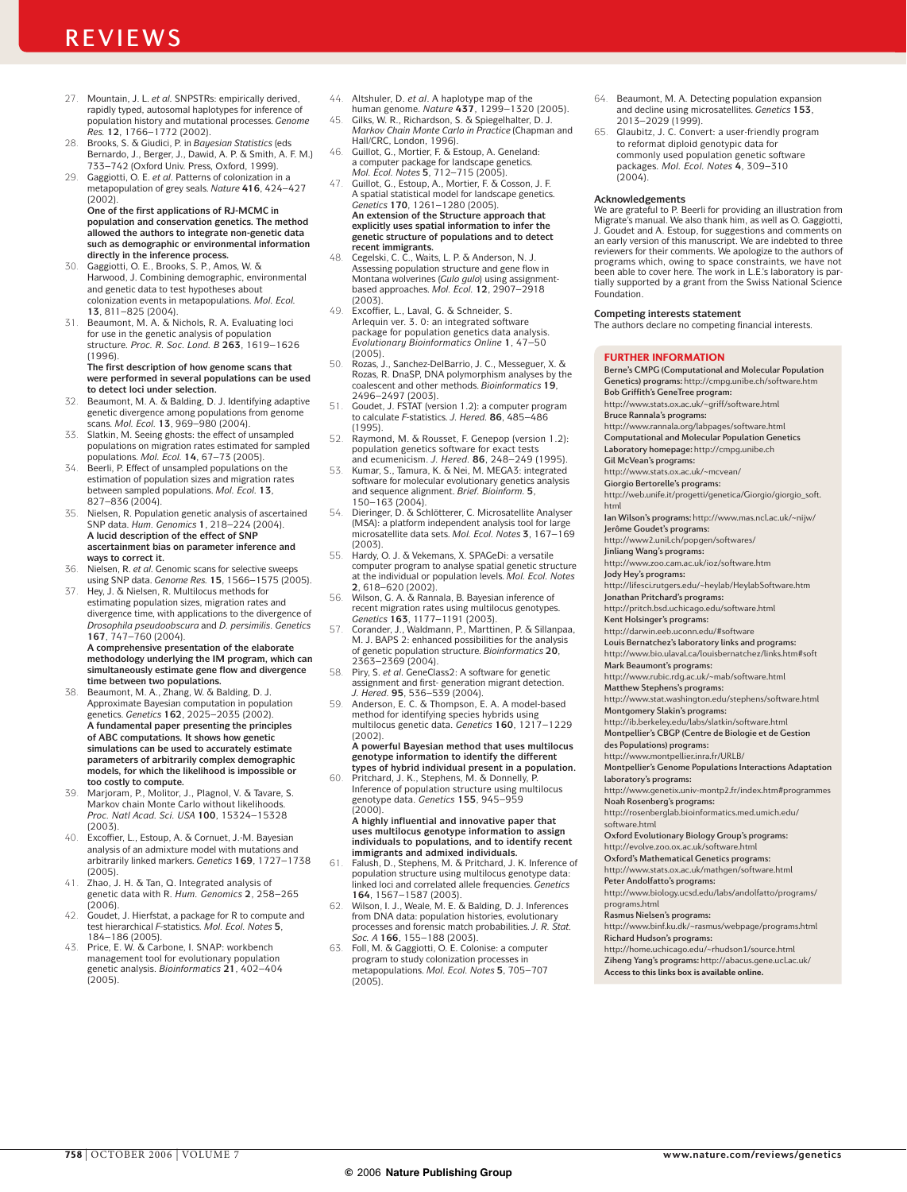27. Mountain, J. L. *et al.* SNPSTRs: empirically derived, rapidly typed, autosomal haplotypes for inference of population history and mutational processes. *Genome Res.* **12**, 1766–1772 (2002).
28. Brooks, S. & Giudici, P. in *Bayesian Statistics* (eds Bernardo, J., Berger, J., Dawid, A. P. & Smith, A. F. M.) 733–742 (Oxford Univ. Press, Oxford, 1999).
29. Gaggiotti, O. E. *et al.* Patterns of colonization in a metapopulation of grey seals. *Nature* **416**, 424–427 (2002).
**One of the first applications of RJ-MCMC in population and conservation genetics. The method allowed the authors to integrate non-genetic data such as demographic or environmental information directly in the inference process.**
30. Gaggiotti, O. E., Brooks, S. P., Amos, W. & Harwood, J. Combining demographic, environmental and genetic data to test hypotheses about colonization events in metapopulations. *Mol. Ecol.* **13**, 811–825 (2004).
31. Beaumont, M. A. & Nichols, R. A. Evaluating loci for use in the genetic analysis of population structure. *Proc. R. Soc. Lond. B* **263**, 1619–1626 (1996).
**The first description of how genome scans that were performed in several populations can be used to detect loci under selection.**
32. Beaumont, M. A. & Balding, D. J. Identifying adaptive genetic divergence among populations from genome scans. *Mol. Ecol.* **13**, 969–980 (2004).
33. Slatkin, M. Seeing ghosts: the effect of unsampled populations on migration rates estimated for sampled populations. *Mol. Ecol.* **14**, 67–73 (2005).
34. Beerli, P. Effect of unsampled populations on the estimation of population sizes and migration rates between sampled populations. *Mol. Ecol.* **13**, 827–836 (2004).
35. Nielsen, R. Population genetic analysis of ascertained SNP data. *Hum. Genomics* **1**, 218–224 (2004).
**A lucid description of the effect of SNP ascertainment bias on parameter inference and ways to correct it.**
36. Nielsen, R. *et al.* Genomic scans for selective sweeps using SNP data. *Genome Res.* **15**, 1566–1575 (2005).
37. Hey, J. & Nielsen, R. Multilocus methods for estimating population sizes, migration rates and divergence time, with applications to the divergence of *Drosophila pseudoobscura* and *D. persimilis*. *Genetics* **167**, 747–760 (2004).
**A comprehensive presentation of the elaborate methodology underlying the IM program, which can simultaneously estimate gene flow and divergence time between two populations.**
38. Beaumont, M. A., Zhang, W. & Balding, D. J. Approximate Bayesian computation in population genetics. *Genetics* **162**, 2025–2035 (2002).
**A fundamental paper presenting the principles of ABC computations. It shows how genetic simulations can be used to accurately estimate parameters of arbitrarily complex demographic models, for which the likelihood is impossible or too costly to compute.**
39. Marjoram, P., Molitor, J., Plagnol, V. & Tavare, S. Markov chain Monte Carlo without likelihoods. *Proc. Natl Acad. Sci. USA* **100**, 15324–15328 (2003).
40. Excoffier, L., Estoup, A. & Cornuet, J.-M. Bayesian analysis of an admixture model with mutations and arbitrarily linked markers. *Genetics* **169**, 1727–1738 (2005).
41. Zhao, J. H. & Tan, Q. Integrated analysis of genetic data with R. *Hum. Genomics* **2**, 258–265 (2006).
42. Goudet, J. Hierfstat, a package for R to compute and test hierarchical *F*-statistics. *Mol. Ecol. Notes* **5**, 184–186 (2005).
43. Price, E. W. & Carbone, I. SNAP: workbench management tool for evolutionary population genetic analysis. *Bioinformatics* **21**, 402–404 (2005).
44. Altshuler, D. *et al.* A haplotype map of the human genome. *Nature* **437**, 1299–1320 (2005).
45. Gilks, W. R., Richardson, S. & Spiegelhalter, D. J. *Markov Chain Monte Carlo in Practice* (Chapman and Hall/CRC, London, 1996).
46. Guillot, G., Mortier, F. & Estoup, A. Geneland: a computer package for landscape genetics. *Mol. Ecol. Notes* **5**, 712–715 (2005).
47. Guillot, G., Estoup, A., Mortier, F. & Cosson, J. F. A spatial statistical model for landscape genetics. *Genetics* **170**, 1261–1280 (2005).
**An extension of the Structure approach that explicitly uses spatial information to infer the genetic structure of populations and to detect recent immigrants.**
48. Cegelski, C. C., Waits, L. P. & Anderson, N. J. Assessing population structure and gene flow in Montana wolverines (*Gulo gulo*) using assignment-based approaches. *Mol. Ecol.* **12**, 2907–2918 (2003).
49. Excoffier, L., Laval, G. & Schneider, S. Arlequin ver. 3. 0: an integrated software package for population genetics data analysis. *Evolutionary Bioinformatics Online* **1**, 47–50 (2005).
50. Rozas, J., Sanchez-DelBarrio, J. C., Messeguer, X. & Rozas, R. DnaSP, DNA polymorphism analyses by the coalescent and other methods. *Bioinformatics* **19**, 2496–2497 (2003).
51. Goudet, J. FSTAT (version 1.2): a computer program to calculate *F*-statistics. *J. Hered.* **86**, 485–486 (1995).
52. Raymond, M. & Rousset, F. Genepop (version 1.2): population genetics software for exact tests and ecumenicism. *J. Hered.* **86**, 248–249 (1995).
53. Kumar, S., Tamura, K. & Nei, M. MEGA3: integrated software for molecular evolutionary genetics analysis and sequence alignment. *Brief. Bioinform.* **5**, 150–163 (2004).
54. Dieringer, D. & Schlötterer, C. Microsatellite Analyser (MSA): a platform independent analysis tool for large microsatellite data sets. *Mol. Ecol. Notes* **3**, 167–169 (2003).
55. Hardy, O. J. & Vekemans, X. SPAGeDi: a versatile computer program to analyse spatial genetic structure at the individual or population levels. *Mol. Ecol. Notes* **2**, 618–620 (2002).
56. Wilson, G. A. & Rannala, B. Bayesian inference of recent migration rates using multilocus genotypes. *Genetics* **163**, 1177–1191 (2003).
57. Corander, J., Waldmann, P., Marttinen, P. & Sillanpaa, M. J. BAPS 2: enhanced possibilities for the analysis of genetic population structure. *Bioinformatics* **20**, 2363–2369 (2004).
58. Piry, S. *et al.* GeneClass2: A software for genetic assignment and first- generation migrant detection. *J. Hered.* **95**, 536–539 (2004).
59. Anderson, E. C. & Thompson, E. A. A model-based method for identifying species hybrids using multilocus genetic data. *Genetics* **160**, 1217–1229 (2002).
**A powerful Bayesian method that uses multilocus genotype information to identify the different types of hybrid individual present in a population.**
60. Pritchard, J. K., Stephens, M. & Donnelly, P. Inference of population structure using multilocus genotype data. *Genetics* **155**, 945–959 (2000).
**A highly influential and innovative paper that uses multilocus genotype information to assign individuals to populations, and to identify recent immigrants and admixed individuals.**
61. Falush, D., Stephens, M. & Pritchard, J. K. Inference of population structure using multilocus genotype data: linked loci and correlated allele frequencies. *Genetics* **164**, 1567–1587 (2003).
62. Wilson, I. J., Weale, M. E. & Balding, D. J. Inferences from DNA data: population histories, evolutionary processes and forensic match probabilities. *J. R. Stat. Soc. A* **166**, 155–188 (2003).
63. Foll, M. & Gaggiotti, O. E. Colonise: a computer program to study colonization processes in metapopulations. *Mol. Ecol. Notes* **5**, 705–707 (2005).
64. Beaumont, M. A. Detecting population expansion and decline using microsatellites. *Genetics* **153**, 2013–2029 (1999).
65. Glaubitz, J. C. Convert: a user-friendly program to reformat diploid genotypic data for commonly used population genetic software packages. *Mol. Ecol. Notes* **4**, 309–310 (2004).

## Acknowledgements

We are grateful to P. Beerli for providing an illustration from Migrate's manual. We also thank him, as well as O. Gaggiotti, J. Goudet and A. Estoup, for suggestions and comments on an early version of this manuscript. We are indebted to three reviewers for their comments. We apologize to the authors of programs which, owing to space constraints, we have not been able to cover here. The work in L.E.'s laboratory is partially supported by a grant from the Swiss National Science Foundation.

## Competing interests statement

The authors declare no competing financial interests.

## FURTHER INFORMATION

**Berne's CMPG (Computational and Molecular Population Genetics) programs:** http://cmpg.unibe.ch/software.htm
**Bob Griffith's GeneTree program:** http://www.stats.ox.ac.uk/~griff/software.html
**Bruce Rannala's programs:** http://www.rannala.org/labpages/software.html
**Computational and Molecular Population Genetics Laboratory homepage:** http://cmpg.unibe.ch
**Gil McVean's programs:** http://www.stats.ox.ac.uk/~mcvean/
**Giorgio Bertorelle's programs:** http://web.unife.it/progetti/genetica/Giorgio/giorgio_soft.html
**Ian Wilson's programs:** http://www.mas.ncl.ac.uk/~nijw/
**Jerôme Goudet's programs:** http://www2.unil.ch/popgen/softwares/
**Jinliang Wang's programs:** http://www.zoo.cam.ac.uk/ioz/software.htm
**Jody Hey's programs:** http://lifesci.rutgers.edu/~heylab/HeylabSoftware.htm
**Jonathan Pritchard's programs:** http://pritch.bsd.uchicago.edu/software.html
**Kent Holsinger's programs:** http://darwin.eeb.uconn.edu/#software
**Louis Bernatchez's laboratory links and programs:** http://www.bio.ulaval.ca/louisbernatchez/links.htm#soft
**Mark Beaumont's programs:** http://www.rubic.rdg.ac.uk/~mab/software.html
**Matthew Stephens's programs:** http://www.stat.washington.edu/stephens/software.html
**Montgomery Slakin's programs:** http://ib.berkeley.edu/labs/slatkin/software.html
**Montpellier's CBGP (Centre de Biologie et de Gestion des Populations) programs:** http://www.montpellier.inra.fr/URLB/
**Montpellier's Genome Populations Interactions Adaptation laboratory's programs:** http://www.genetix.univ-montp2.fr/index.htm#programmes
**Noah Rosenberg's programs:** http://rosenberglab.bioinformatics.med.umich.edu/software.html
**Oxford Evolutionary Biology Group's programs:** http://evolve.zoo.ox.ac.uk/software.html
**Oxford's Mathematical Genetics programs:** http://www.stats.ox.ac.uk/mathgen/software.html
**Peter Andolfatto's programs:** http://www.biology.ucsd.edu/labs/andolfatto/programs/programs.html
**Rasmus Nielsen's programs:** http://www.binf.ku.dk/~rasmus/webpage/programs.html
**Richard Hudson's programs:** http://home.uchicago.edu/~rhudson1/source.html
**Ziheng Yang's programs:** http://abacus.gene.ucl.ac.uk/
**Access to this links box is available online.**